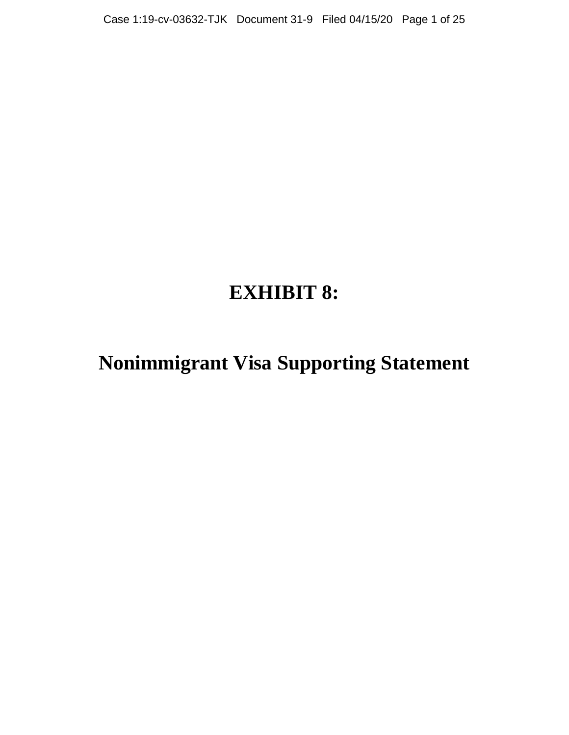# EXHIBIT 8:

# Nonimmigrant Visa Supporting Statement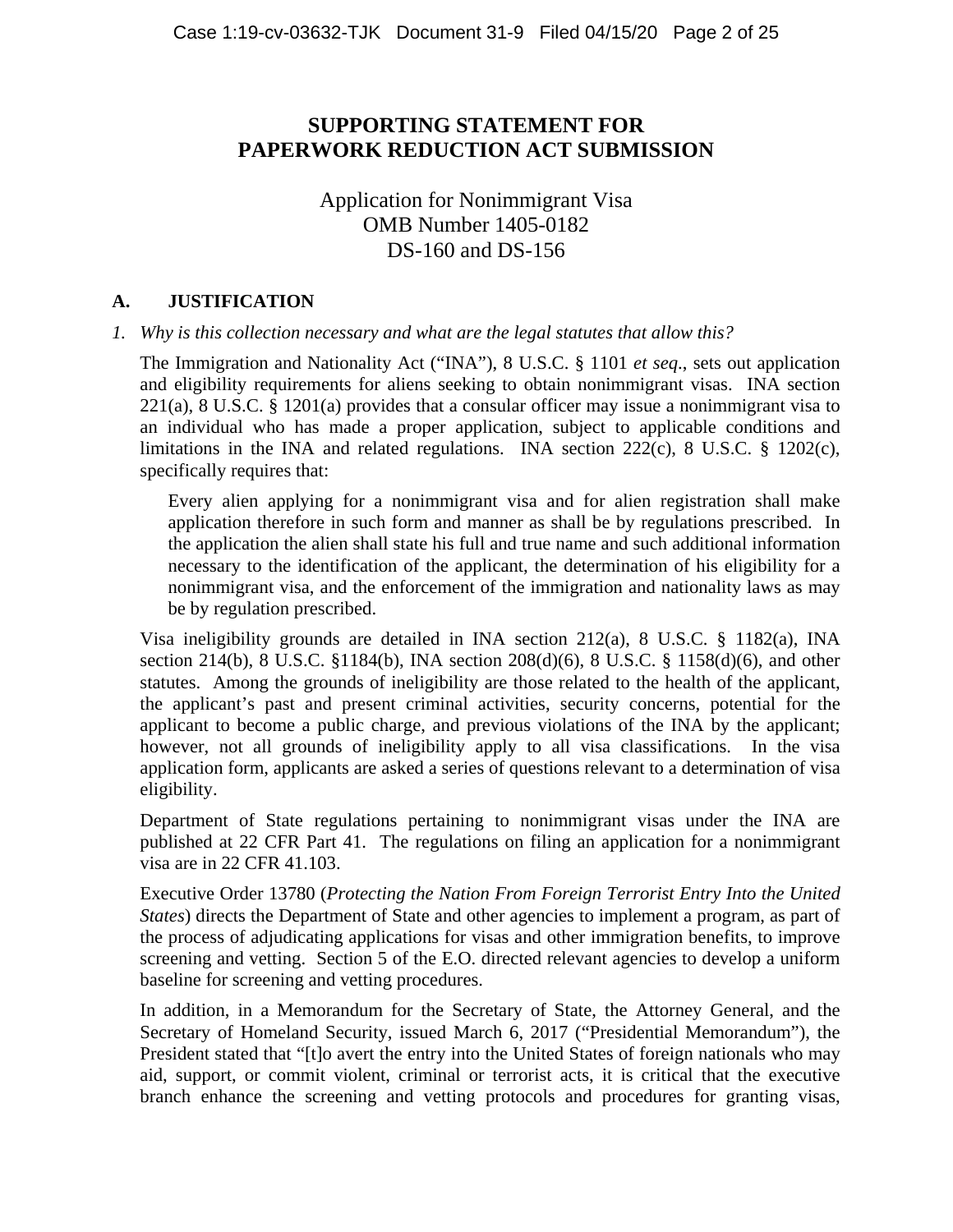## SUPPORTING STATEMENT FOR PAPERWORK REDUCTION ACT SUBMISSION

Application for Nonimmigrant Visa
OMB Number 1405-0182
DS-160 and DS-156

### A. JUSTIFICATION

*1. Why is this collection necessary and what are the legal statutes that allow this?*

The Immigration and Nationality Act ("INA"), 8 U.S.C. § 1101 *et seq*., sets out application and eligibility requirements for aliens seeking to obtain nonimmigrant visas. INA section 221(a), 8 U.S.C. § 1201(a) provides that a consular officer may issue a nonimmigrant visa to an individual who has made a proper application, subject to applicable conditions and limitations in the INA and related regulations. INA section 222(c), 8 U.S.C. § 1202(c), specifically requires that:

> Every alien applying for a nonimmigrant visa and for alien registration shall make application therefore in such form and manner as shall be by regulations prescribed. In the application the alien shall state his full and true name and such additional information necessary to the identification of the applicant, the determination of his eligibility for a nonimmigrant visa, and the enforcement of the immigration and nationality laws as may be by regulation prescribed.

Visa ineligibility grounds are detailed in INA section 212(a), 8 U.S.C. § 1182(a), INA section 214(b), 8 U.S.C. §1184(b), INA section 208(d)(6), 8 U.S.C. § 1158(d)(6), and other statutes. Among the grounds of ineligibility are those related to the health of the applicant, the applicant's past and present criminal activities, security concerns, potential for the applicant to become a public charge, and previous violations of the INA by the applicant; however, not all grounds of ineligibility apply to all visa classifications. In the visa application form, applicants are asked a series of questions relevant to a determination of visa eligibility.

Department of State regulations pertaining to nonimmigrant visas under the INA are published at 22 CFR Part 41. The regulations on filing an application for a nonimmigrant visa are in 22 CFR 41.103.

Executive Order 13780 (*Protecting the Nation From Foreign Terrorist Entry Into the United States*) directs the Department of State and other agencies to implement a program, as part of the process of adjudicating applications for visas and other immigration benefits, to improve screening and vetting. Section 5 of the E.O. directed relevant agencies to develop a uniform baseline for screening and vetting procedures.

In addition, in a Memorandum for the Secretary of State, the Attorney General, and the Secretary of Homeland Security, issued March 6, 2017 ("Presidential Memorandum"), the President stated that "[t]o avert the entry into the United States of foreign nationals who may aid, support, or commit violent, criminal or terrorist acts, it is critical that the executive branch enhance the screening and vetting protocols and procedures for granting visas,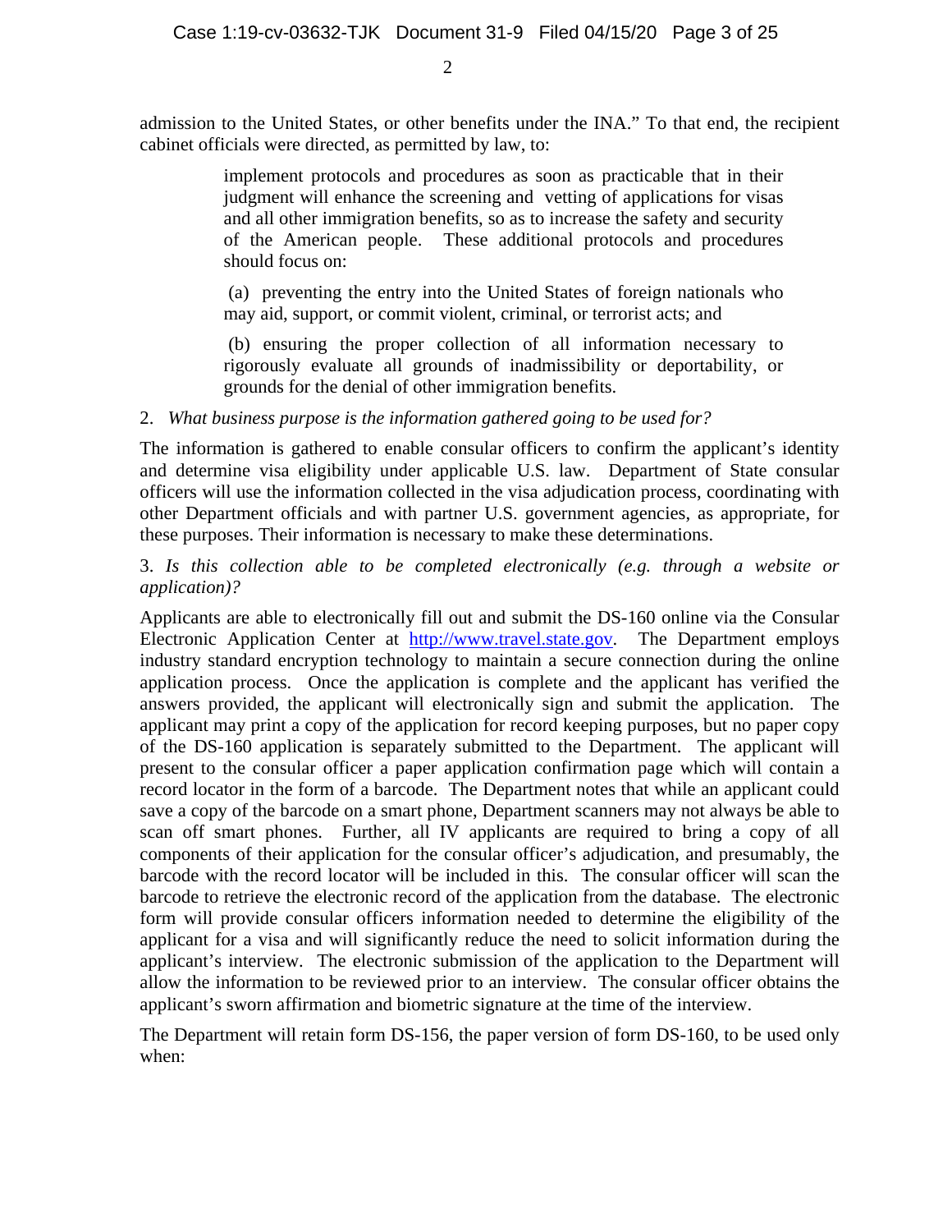admission to the United States, or other benefits under the INA." To that end, the recipient cabinet officials were directed, as permitted by law, to:

> implement protocols and procedures as soon as practicable that in their judgment will enhance the screening and vetting of applications for visas and all other immigration benefits, so as to increase the safety and security of the American people. These additional protocols and procedures should focus on:
>
> (a) preventing the entry into the United States of foreign nationals who may aid, support, or commit violent, criminal, or terrorist acts; and
>
> (b) ensuring the proper collection of all information necessary to rigorously evaluate all grounds of inadmissibility or deportability, or grounds for the denial of other immigration benefits.

2. *What business purpose is the information gathered going to be used for?*

The information is gathered to enable consular officers to confirm the applicant's identity and determine visa eligibility under applicable U.S. law. Department of State consular officers will use the information collected in the visa adjudication process, coordinating with other Department officials and with partner U.S. government agencies, as appropriate, for these purposes. Their information is necessary to make these determinations.

3. *Is this collection able to be completed electronically (e.g. through a website or application)?*

Applicants are able to electronically fill out and submit the DS-160 online via the Consular Electronic Application Center at http://www.travel.state.gov. The Department employs industry standard encryption technology to maintain a secure connection during the online application process. Once the application is complete and the applicant has verified the answers provided, the applicant will electronically sign and submit the application. The applicant may print a copy of the application for record keeping purposes, but no paper copy of the DS-160 application is separately submitted to the Department. The applicant will present to the consular officer a paper application confirmation page which will contain a record locator in the form of a barcode. The Department notes that while an applicant could save a copy of the barcode on a smart phone, Department scanners may not always be able to scan off smart phones. Further, all IV applicants are required to bring a copy of all components of their application for the consular officer's adjudication, and presumably, the barcode with the record locator will be included in this. The consular officer will scan the barcode to retrieve the electronic record of the application from the database. The electronic form will provide consular officers information needed to determine the eligibility of the applicant for a visa and will significantly reduce the need to solicit information during the applicant's interview. The electronic submission of the application to the Department will allow the information to be reviewed prior to an interview. The consular officer obtains the applicant's sworn affirmation and biometric signature at the time of the interview.

The Department will retain form DS-156, the paper version of form DS-160, to be used only when: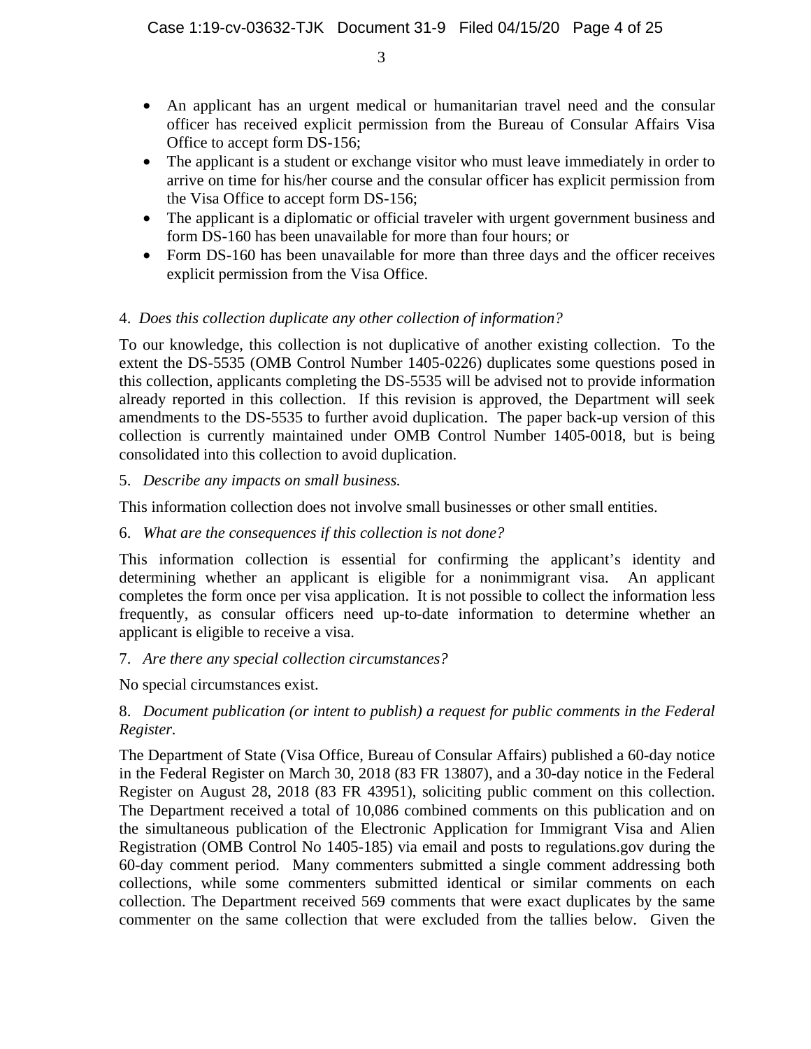- An applicant has an urgent medical or humanitarian travel need and the consular officer has received explicit permission from the Bureau of Consular Affairs Visa Office to accept form DS-156;
- The applicant is a student or exchange visitor who must leave immediately in order to arrive on time for his/her course and the consular officer has explicit permission from the Visa Office to accept form DS-156;
- The applicant is a diplomatic or official traveler with urgent government business and form DS-160 has been unavailable for more than four hours; or
- Form DS-160 has been unavailable for more than three days and the officer receives explicit permission from the Visa Office.

4. *Does this collection duplicate any other collection of information?*

To our knowledge, this collection is not duplicative of another existing collection. To the extent the DS-5535 (OMB Control Number 1405-0226) duplicates some questions posed in this collection, applicants completing the DS-5535 will be advised not to provide information already reported in this collection. If this revision is approved, the Department will seek amendments to the DS-5535 to further avoid duplication. The paper back-up version of this collection is currently maintained under OMB Control Number 1405-0018, but is being consolidated into this collection to avoid duplication.

5. *Describe any impacts on small business.*

This information collection does not involve small businesses or other small entities.

6. *What are the consequences if this collection is not done?*

This information collection is essential for confirming the applicant's identity and determining whether an applicant is eligible for a nonimmigrant visa. An applicant completes the form once per visa application. It is not possible to collect the information less frequently, as consular officers need up-to-date information to determine whether an applicant is eligible to receive a visa.

7. *Are there any special collection circumstances?*

No special circumstances exist.

8. *Document publication (or intent to publish) a request for public comments in the Federal Register.*

The Department of State (Visa Office, Bureau of Consular Affairs) published a 60-day notice in the Federal Register on March 30, 2018 (83 FR 13807), and a 30-day notice in the Federal Register on August 28, 2018 (83 FR 43951), soliciting public comment on this collection. The Department received a total of 10,086 combined comments on this publication and on the simultaneous publication of the Electronic Application for Immigrant Visa and Alien Registration (OMB Control No 1405-185) via email and posts to regulations.gov during the 60-day comment period. Many commenters submitted a single comment addressing both collections, while some commenters submitted identical or similar comments on each collection. The Department received 569 comments that were exact duplicates by the same commenter on the same collection that were excluded from the tallies below. Given the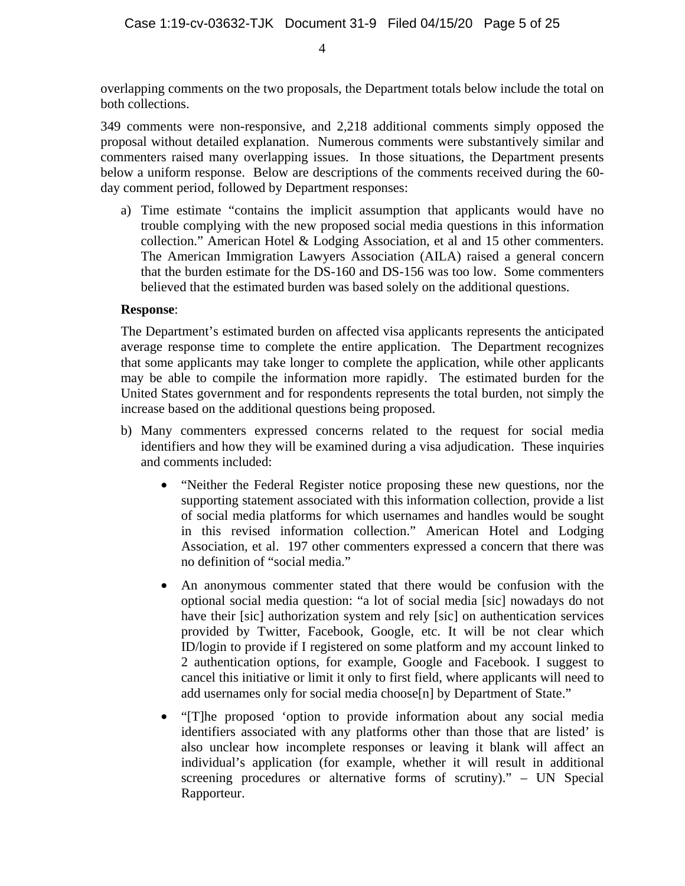overlapping comments on the two proposals, the Department totals below include the total on both collections.

349 comments were non-responsive, and 2,218 additional comments simply opposed the proposal without detailed explanation. Numerous comments were substantively similar and commenters raised many overlapping issues. In those situations, the Department presents below a uniform response. Below are descriptions of the comments received during the 60-day comment period, followed by Department responses:

a) Time estimate "contains the implicit assumption that applicants would have no trouble complying with the new proposed social media questions in this information collection." American Hotel & Lodging Association, et al and 15 other commenters. The American Immigration Lawyers Association (AILA) raised a general concern that the burden estimate for the DS-160 and DS-156 was too low. Some commenters believed that the estimated burden was based solely on the additional questions.

**Response**:

The Department's estimated burden on affected visa applicants represents the anticipated average response time to complete the entire application. The Department recognizes that some applicants may take longer to complete the application, while other applicants may be able to compile the information more rapidly. The estimated burden for the United States government and for respondents represents the total burden, not simply the increase based on the additional questions being proposed.

b) Many commenters expressed concerns related to the request for social media identifiers and how they will be examined during a visa adjudication. These inquiries and comments included:

- "Neither the Federal Register notice proposing these new questions, nor the supporting statement associated with this information collection, provide a list of social media platforms for which usernames and handles would be sought in this revised information collection." American Hotel and Lodging Association, et al. 197 other commenters expressed a concern that there was no definition of "social media."

- An anonymous commenter stated that there would be confusion with the optional social media question: "a lot of social media [sic] nowadays do not have their [sic] authorization system and rely [sic] on authentication services provided by Twitter, Facebook, Google, etc. It will be not clear which ID/login to provide if I registered on some platform and my account linked to 2 authentication options, for example, Google and Facebook. I suggest to cancel this initiative or limit it only to first field, where applicants will need to add usernames only for social media choose[n] by Department of State."

- "[T]he proposed 'option to provide information about any social media identifiers associated with any platforms other than those that are listed' is also unclear how incomplete responses or leaving it blank will affect an individual's application (for example, whether it will result in additional screening procedures or alternative forms of scrutiny)." – UN Special Rapporteur.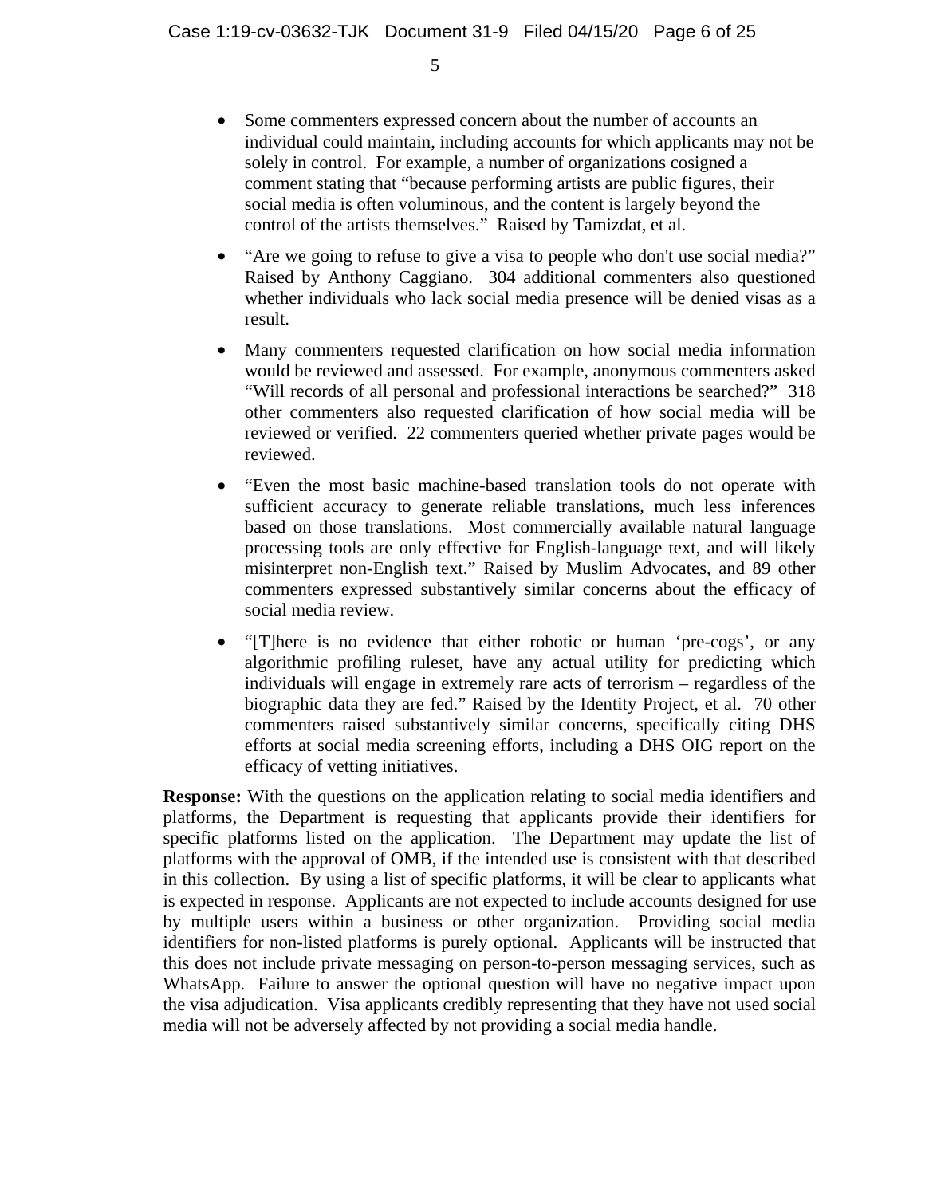- Some commenters expressed concern about the number of accounts an individual could maintain, including accounts for which applicants may not be solely in control. For example, a number of organizations cosigned a comment stating that "because performing artists are public figures, their social media is often voluminous, and the content is largely beyond the control of the artists themselves." Raised by Tamizdat, et al.

- "Are we going to refuse to give a visa to people who don't use social media?" Raised by Anthony Caggiano. 304 additional commenters also questioned whether individuals who lack social media presence will be denied visas as a result.

- Many commenters requested clarification on how social media information would be reviewed and assessed. For example, anonymous commenters asked "Will records of all personal and professional interactions be searched?" 318 other commenters also requested clarification of how social media will be reviewed or verified. 22 commenters queried whether private pages would be reviewed.

- "Even the most basic machine-based translation tools do not operate with sufficient accuracy to generate reliable translations, much less inferences based on those translations. Most commercially available natural language processing tools are only effective for English-language text, and will likely misinterpret non-English text." Raised by Muslim Advocates, and 89 other commenters expressed substantively similar concerns about the efficacy of social media review.

- "[T]here is no evidence that either robotic or human 'pre-cogs', or any algorithmic profiling ruleset, have any actual utility for predicting which individuals will engage in extremely rare acts of terrorism – regardless of the biographic data they are fed." Raised by the Identity Project, et al. 70 other commenters raised substantively similar concerns, specifically citing DHS efforts at social media screening efforts, including a DHS OIG report on the efficacy of vetting initiatives.

**Response:** With the questions on the application relating to social media identifiers and platforms, the Department is requesting that applicants provide their identifiers for specific platforms listed on the application. The Department may update the list of platforms with the approval of OMB, if the intended use is consistent with that described in this collection. By using a list of specific platforms, it will be clear to applicants what is expected in response. Applicants are not expected to include accounts designed for use by multiple users within a business or other organization. Providing social media identifiers for non-listed platforms is purely optional. Applicants will be instructed that this does not include private messaging on person-to-person messaging services, such as WhatsApp. Failure to answer the optional question will have no negative impact upon the visa adjudication. Visa applicants credibly representing that they have not used social media will not be adversely affected by not providing a social media handle.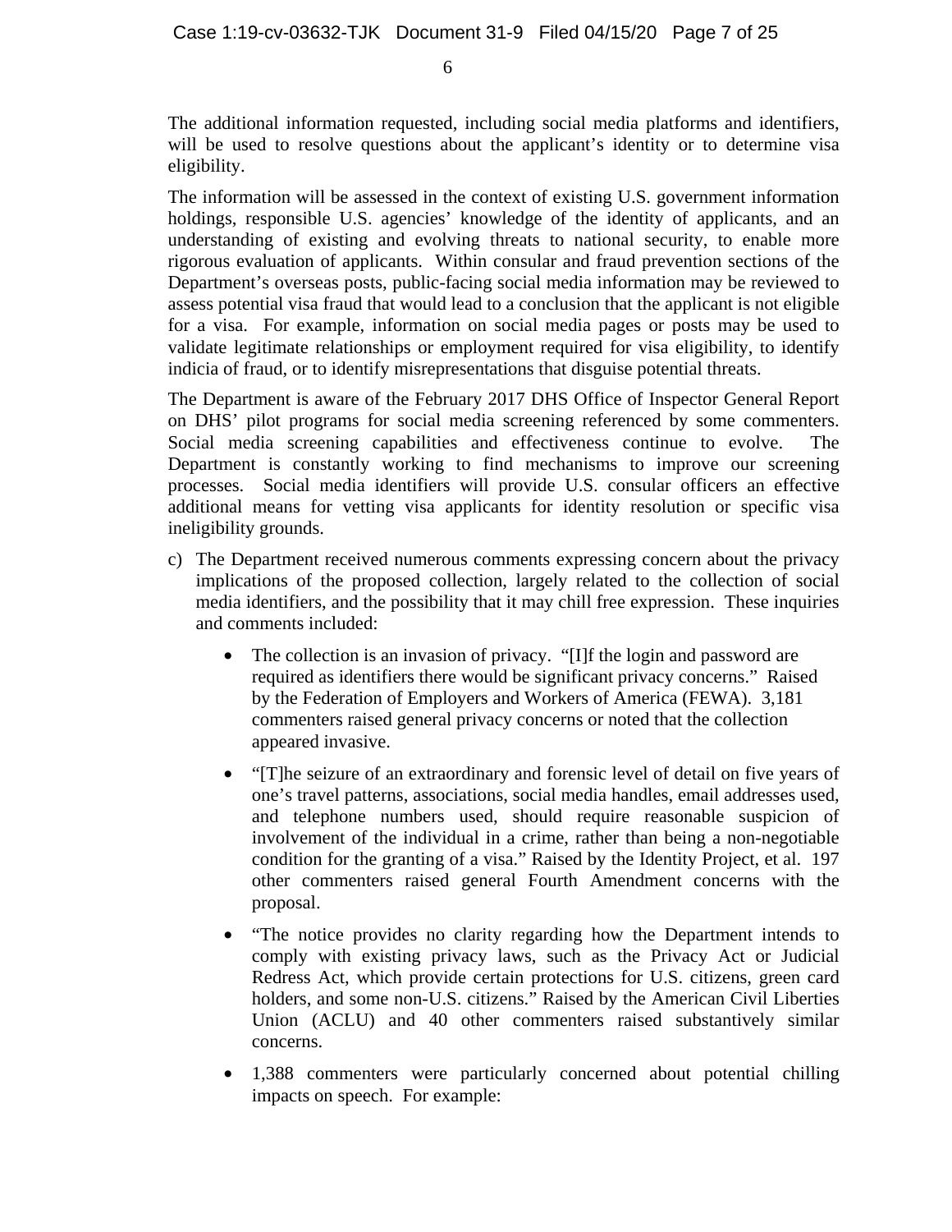The additional information requested, including social media platforms and identifiers, will be used to resolve questions about the applicant's identity or to determine visa eligibility.

The information will be assessed in the context of existing U.S. government information holdings, responsible U.S. agencies' knowledge of the identity of applicants, and an understanding of existing and evolving threats to national security, to enable more rigorous evaluation of applicants. Within consular and fraud prevention sections of the Department's overseas posts, public-facing social media information may be reviewed to assess potential visa fraud that would lead to a conclusion that the applicant is not eligible for a visa. For example, information on social media pages or posts may be used to validate legitimate relationships or employment required for visa eligibility, to identify indicia of fraud, or to identify misrepresentations that disguise potential threats.

The Department is aware of the February 2017 DHS Office of Inspector General Report on DHS' pilot programs for social media screening referenced by some commenters. Social media screening capabilities and effectiveness continue to evolve. The Department is constantly working to find mechanisms to improve our screening processes. Social media identifiers will provide U.S. consular officers an effective additional means for vetting visa applicants for identity resolution or specific visa ineligibility grounds.

c) The Department received numerous comments expressing concern about the privacy implications of the proposed collection, largely related to the collection of social media identifiers, and the possibility that it may chill free expression. These inquiries and comments included:

   - The collection is an invasion of privacy. "[I]f the login and password are required as identifiers there would be significant privacy concerns." Raised by the Federation of Employers and Workers of America (FEWA). 3,181 commenters raised general privacy concerns or noted that the collection appeared invasive.

   - "[T]he seizure of an extraordinary and forensic level of detail on five years of one's travel patterns, associations, social media handles, email addresses used, and telephone numbers used, should require reasonable suspicion of involvement of the individual in a crime, rather than being a non-negotiable condition for the granting of a visa." Raised by the Identity Project, et al. 197 other commenters raised general Fourth Amendment concerns with the proposal.

   - "The notice provides no clarity regarding how the Department intends to comply with existing privacy laws, such as the Privacy Act or Judicial Redress Act, which provide certain protections for U.S. citizens, green card holders, and some non-U.S. citizens." Raised by the American Civil Liberties Union (ACLU) and 40 other commenters raised substantively similar concerns.

   - 1,388 commenters were particularly concerned about potential chilling impacts on speech. For example: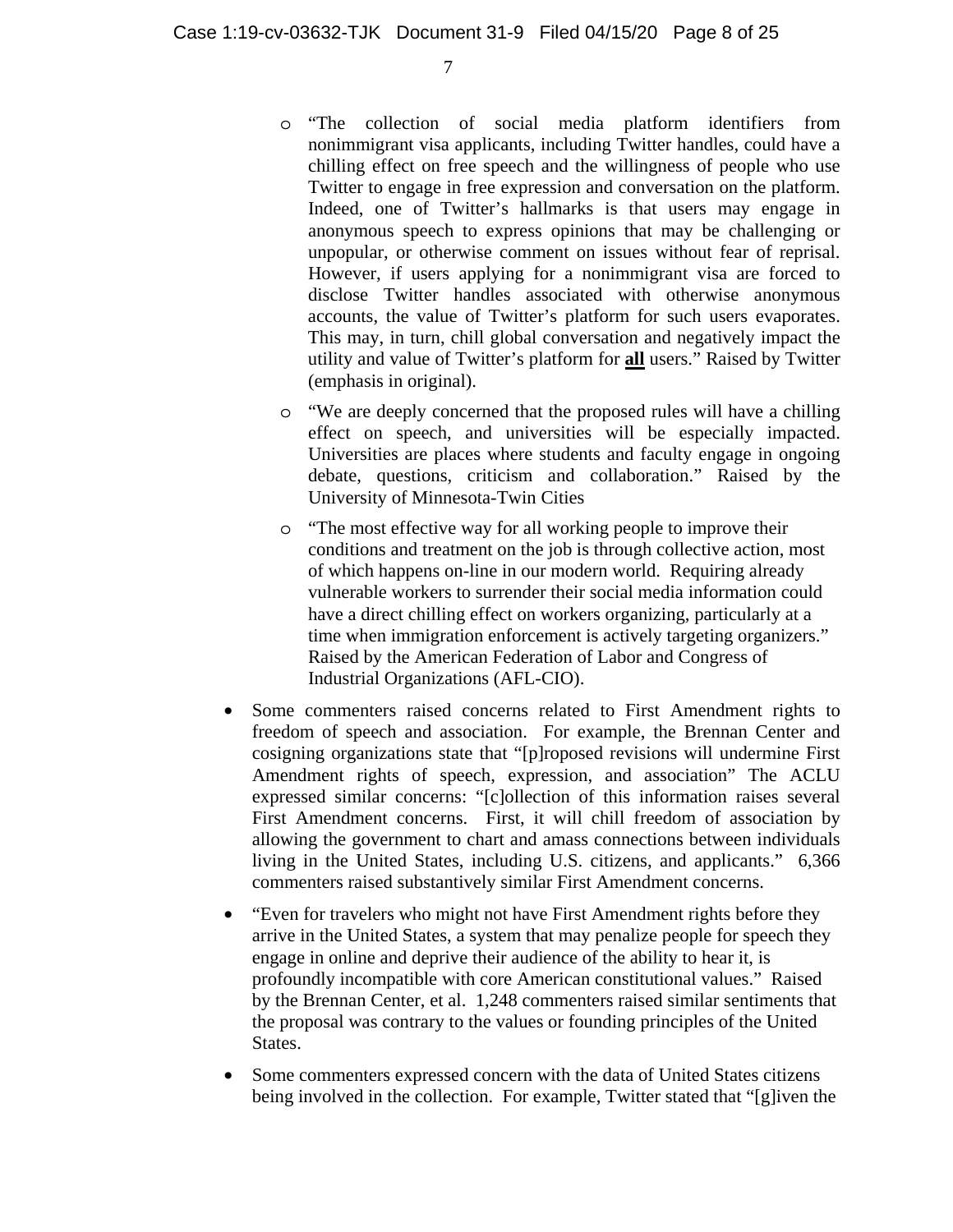- "The collection of social media platform identifiers from nonimmigrant visa applicants, including Twitter handles, could have a chilling effect on free speech and the willingness of people who use Twitter to engage in free expression and conversation on the platform. Indeed, one of Twitter's hallmarks is that users may engage in anonymous speech to express opinions that may be challenging or unpopular, or otherwise comment on issues without fear of reprisal. However, if users applying for a nonimmigrant visa are forced to disclose Twitter handles associated with otherwise anonymous accounts, the value of Twitter's platform for such users evaporates. This may, in turn, chill global conversation and negatively impact the utility and value of Twitter's platform for **all** users." Raised by Twitter (emphasis in original).

  - "We are deeply concerned that the proposed rules will have a chilling effect on speech, and universities will be especially impacted. Universities are places where students and faculty engage in ongoing debate, questions, criticism and collaboration." Raised by the University of Minnesota-Twin Cities

  - "The most effective way for all working people to improve their conditions and treatment on the job is through collective action, most of which happens on-line in our modern world. Requiring already vulnerable workers to surrender their social media information could have a direct chilling effect on workers organizing, particularly at a time when immigration enforcement is actively targeting organizers." Raised by the American Federation of Labor and Congress of Industrial Organizations (AFL-CIO).

- Some commenters raised concerns related to First Amendment rights to freedom of speech and association. For example, the Brennan Center and cosigning organizations state that "[p]roposed revisions will undermine First Amendment rights of speech, expression, and association" The ACLU expressed similar concerns: "[c]ollection of this information raises several First Amendment concerns. First, it will chill freedom of association by allowing the government to chart and amass connections between individuals living in the United States, including U.S. citizens, and applicants." 6,366 commenters raised substantively similar First Amendment concerns.

- "Even for travelers who might not have First Amendment rights before they arrive in the United States, a system that may penalize people for speech they engage in online and deprive their audience of the ability to hear it, is profoundly incompatible with core American constitutional values." Raised by the Brennan Center, et al. 1,248 commenters raised similar sentiments that the proposal was contrary to the values or founding principles of the United States.

- Some commenters expressed concern with the data of United States citizens being involved in the collection. For example, Twitter stated that "[g]iven the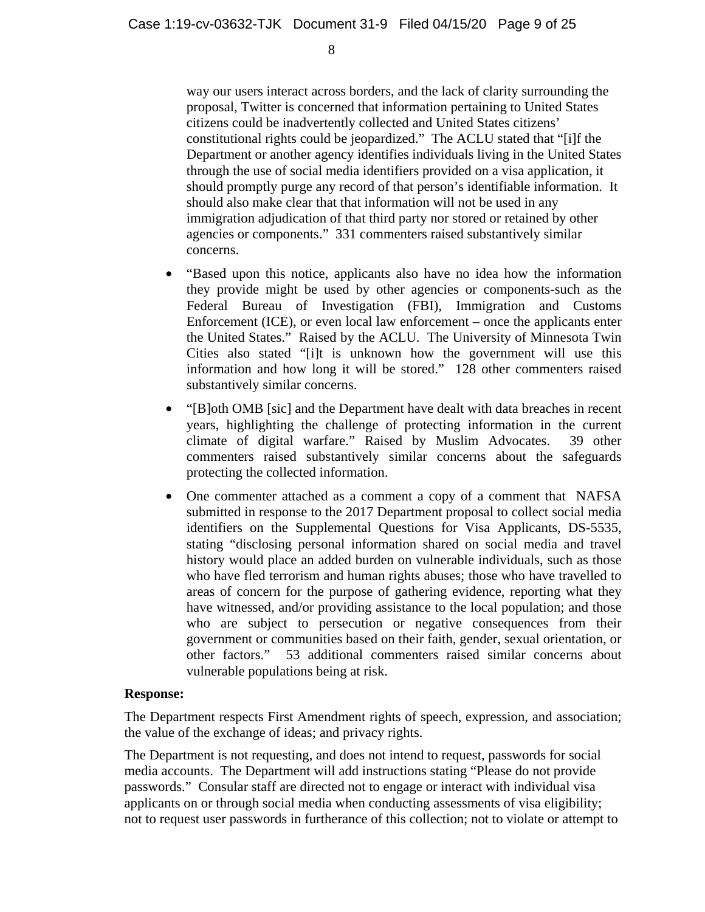way our users interact across borders, and the lack of clarity surrounding the proposal, Twitter is concerned that information pertaining to United States citizens could be inadvertently collected and United States citizens' constitutional rights could be jeopardized." The ACLU stated that "[i]f the Department or another agency identifies individuals living in the United States through the use of social media identifiers provided on a visa application, it should promptly purge any record of that person's identifiable information. It should also make clear that that information will not be used in any immigration adjudication of that third party nor stored or retained by other agencies or components." 331 commenters raised substantively similar concerns.

- "Based upon this notice, applicants also have no idea how the information they provide might be used by other agencies or components-such as the Federal Bureau of Investigation (FBI), Immigration and Customs Enforcement (ICE), or even local law enforcement – once the applicants enter the United States." Raised by the ACLU. The University of Minnesota Twin Cities also stated "[i]t is unknown how the government will use this information and how long it will be stored." 128 other commenters raised substantively similar concerns.
- "[B]oth OMB [sic] and the Department have dealt with data breaches in recent years, highlighting the challenge of protecting information in the current climate of digital warfare." Raised by Muslim Advocates. 39 other commenters raised substantively similar concerns about the safeguards protecting the collected information.
- One commenter attached as a comment a copy of a comment that NAFSA submitted in response to the 2017 Department proposal to collect social media identifiers on the Supplemental Questions for Visa Applicants, DS-5535, stating "disclosing personal information shared on social media and travel history would place an added burden on vulnerable individuals, such as those who have fled terrorism and human rights abuses; those who have travelled to areas of concern for the purpose of gathering evidence, reporting what they have witnessed, and/or providing assistance to the local population; and those who are subject to persecution or negative consequences from their government or communities based on their faith, gender, sexual orientation, or other factors." 53 additional commenters raised similar concerns about vulnerable populations being at risk.

**Response:**

The Department respects First Amendment rights of speech, expression, and association; the value of the exchange of ideas; and privacy rights.

The Department is not requesting, and does not intend to request, passwords for social media accounts. The Department will add instructions stating "Please do not provide passwords." Consular staff are directed not to engage or interact with individual visa applicants on or through social media when conducting assessments of visa eligibility; not to request user passwords in furtherance of this collection; not to violate or attempt to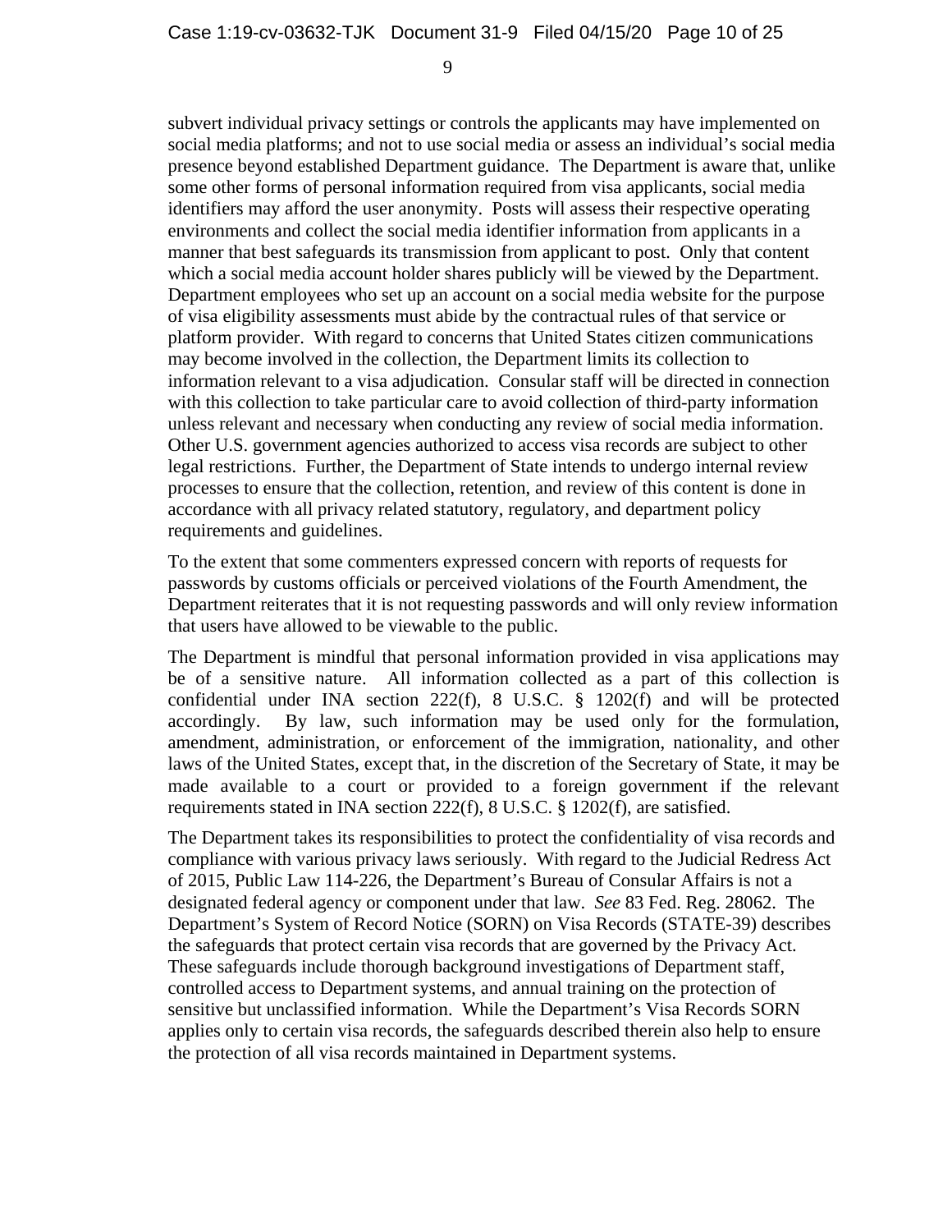subvert individual privacy settings or controls the applicants may have implemented on social media platforms; and not to use social media or assess an individual's social media presence beyond established Department guidance. The Department is aware that, unlike some other forms of personal information required from visa applicants, social media identifiers may afford the user anonymity. Posts will assess their respective operating environments and collect the social media identifier information from applicants in a manner that best safeguards its transmission from applicant to post. Only that content which a social media account holder shares publicly will be viewed by the Department. Department employees who set up an account on a social media website for the purpose of visa eligibility assessments must abide by the contractual rules of that service or platform provider. With regard to concerns that United States citizen communications may become involved in the collection, the Department limits its collection to information relevant to a visa adjudication. Consular staff will be directed in connection with this collection to take particular care to avoid collection of third-party information unless relevant and necessary when conducting any review of social media information. Other U.S. government agencies authorized to access visa records are subject to other legal restrictions. Further, the Department of State intends to undergo internal review processes to ensure that the collection, retention, and review of this content is done in accordance with all privacy related statutory, regulatory, and department policy requirements and guidelines.

To the extent that some commenters expressed concern with reports of requests for passwords by customs officials or perceived violations of the Fourth Amendment, the Department reiterates that it is not requesting passwords and will only review information that users have allowed to be viewable to the public.

The Department is mindful that personal information provided in visa applications may be of a sensitive nature. All information collected as a part of this collection is confidential under INA section 222(f), 8 U.S.C. § 1202(f) and will be protected accordingly. By law, such information may be used only for the formulation, amendment, administration, or enforcement of the immigration, nationality, and other laws of the United States, except that, in the discretion of the Secretary of State, it may be made available to a court or provided to a foreign government if the relevant requirements stated in INA section 222(f), 8 U.S.C. § 1202(f), are satisfied.

The Department takes its responsibilities to protect the confidentiality of visa records and compliance with various privacy laws seriously. With regard to the Judicial Redress Act of 2015, Public Law 114-226, the Department's Bureau of Consular Affairs is not a designated federal agency or component under that law. *See* 83 Fed. Reg. 28062. The Department's System of Record Notice (SORN) on Visa Records (STATE-39) describes the safeguards that protect certain visa records that are governed by the Privacy Act. These safeguards include thorough background investigations of Department staff, controlled access to Department systems, and annual training on the protection of sensitive but unclassified information. While the Department's Visa Records SORN applies only to certain visa records, the safeguards described therein also help to ensure the protection of all visa records maintained in Department systems.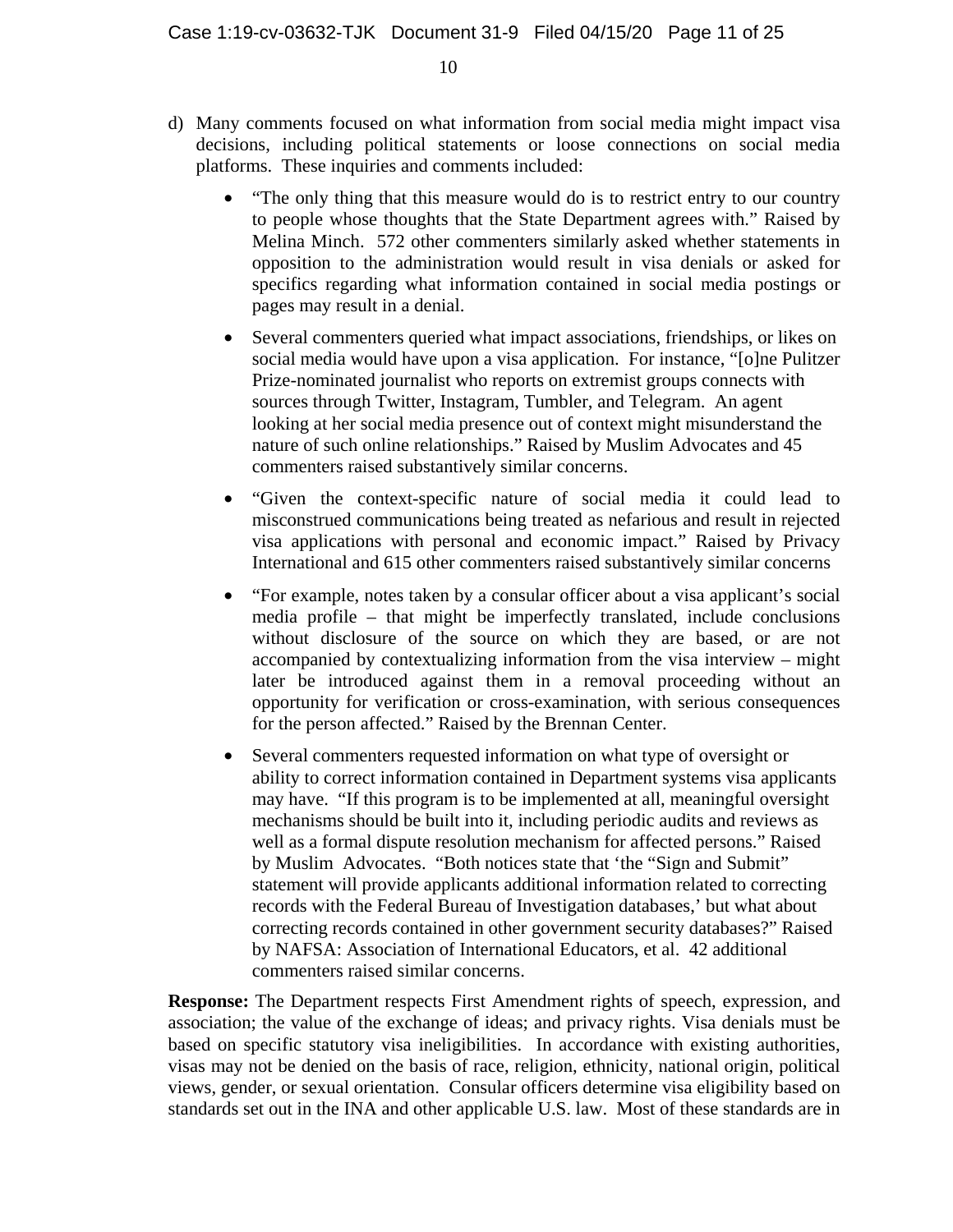d) Many comments focused on what information from social media might impact visa decisions, including political statements or loose connections on social media platforms. These inquiries and comments included:

  - "The only thing that this measure would do is to restrict entry to our country to people whose thoughts that the State Department agrees with." Raised by Melina Minch. 572 other commenters similarly asked whether statements in opposition to the administration would result in visa denials or asked for specifics regarding what information contained in social media postings or pages may result in a denial.
  - Several commenters queried what impact associations, friendships, or likes on social media would have upon a visa application. For instance, "[o]ne Pulitzer Prize-nominated journalist who reports on extremist groups connects with sources through Twitter, Instagram, Tumbler, and Telegram. An agent looking at her social media presence out of context might misunderstand the nature of such online relationships." Raised by Muslim Advocates and 45 commenters raised substantively similar concerns.
  - "Given the context-specific nature of social media it could lead to misconstrued communications being treated as nefarious and result in rejected visa applications with personal and economic impact." Raised by Privacy International and 615 other commenters raised substantively similar concerns
  - "For example, notes taken by a consular officer about a visa applicant's social media profile – that might be imperfectly translated, include conclusions without disclosure of the source on which they are based, or are not accompanied by contextualizing information from the visa interview – might later be introduced against them in a removal proceeding without an opportunity for verification or cross-examination, with serious consequences for the person affected." Raised by the Brennan Center.
  - Several commenters requested information on what type of oversight or ability to correct information contained in Department systems visa applicants may have. "If this program is to be implemented at all, meaningful oversight mechanisms should be built into it, including periodic audits and reviews as well as a formal dispute resolution mechanism for affected persons." Raised by Muslim Advocates. "Both notices state that 'the "Sign and Submit" statement will provide applicants additional information related to correcting records with the Federal Bureau of Investigation databases,' but what about correcting records contained in other government security databases?" Raised by NAFSA: Association of International Educators, et al. 42 additional commenters raised similar concerns.

**Response:** The Department respects First Amendment rights of speech, expression, and association; the value of the exchange of ideas; and privacy rights. Visa denials must be based on specific statutory visa ineligibilities. In accordance with existing authorities, visas may not be denied on the basis of race, religion, ethnicity, national origin, political views, gender, or sexual orientation. Consular officers determine visa eligibility based on standards set out in the INA and other applicable U.S. law. Most of these standards are in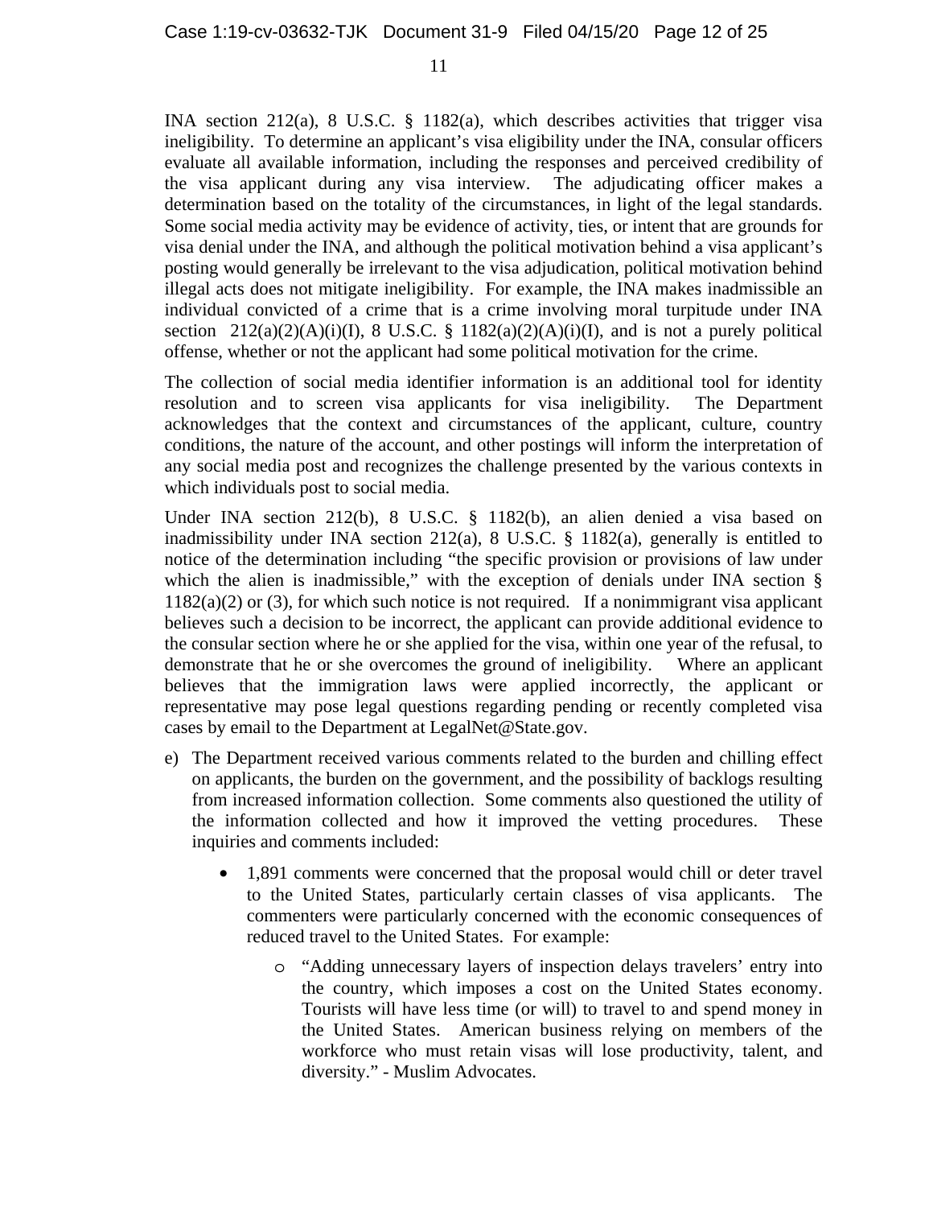INA section 212(a), 8 U.S.C. § 1182(a), which describes activities that trigger visa ineligibility. To determine an applicant's visa eligibility under the INA, consular officers evaluate all available information, including the responses and perceived credibility of the visa applicant during any visa interview. The adjudicating officer makes a determination based on the totality of the circumstances, in light of the legal standards. Some social media activity may be evidence of activity, ties, or intent that are grounds for visa denial under the INA, and although the political motivation behind a visa applicant's posting would generally be irrelevant to the visa adjudication, political motivation behind illegal acts does not mitigate ineligibility. For example, the INA makes inadmissible an individual convicted of a crime that is a crime involving moral turpitude under INA section 212(a)(2)(A)(i)(I), 8 U.S.C. § 1182(a)(2)(A)(i)(I), and is not a purely political offense, whether or not the applicant had some political motivation for the crime.

The collection of social media identifier information is an additional tool for identity resolution and to screen visa applicants for visa ineligibility. The Department acknowledges that the context and circumstances of the applicant, culture, country conditions, the nature of the account, and other postings will inform the interpretation of any social media post and recognizes the challenge presented by the various contexts in which individuals post to social media.

Under INA section 212(b), 8 U.S.C. § 1182(b), an alien denied a visa based on inadmissibility under INA section 212(a), 8 U.S.C. § 1182(a), generally is entitled to notice of the determination including "the specific provision or provisions of law under which the alien is inadmissible," with the exception of denials under INA section § 1182(a)(2) or (3), for which such notice is not required. If a nonimmigrant visa applicant believes such a decision to be incorrect, the applicant can provide additional evidence to the consular section where he or she applied for the visa, within one year of the refusal, to demonstrate that he or she overcomes the ground of ineligibility. Where an applicant believes that the immigration laws were applied incorrectly, the applicant or representative may pose legal questions regarding pending or recently completed visa cases by email to the Department at LegalNet@State.gov.

e) The Department received various comments related to the burden and chilling effect on applicants, the burden on the government, and the possibility of backlogs resulting from increased information collection. Some comments also questioned the utility of the information collected and how it improved the vetting procedures. These inquiries and comments included:

   - 1,891 comments were concerned that the proposal would chill or deter travel to the United States, particularly certain classes of visa applicants. The commenters were particularly concerned with the economic consequences of reduced travel to the United States. For example:

      - "Adding unnecessary layers of inspection delays travelers' entry into the country, which imposes a cost on the United States economy. Tourists will have less time (or will) to travel to and spend money in the United States. American business relying on members of the workforce who must retain visas will lose productivity, talent, and diversity." - Muslim Advocates.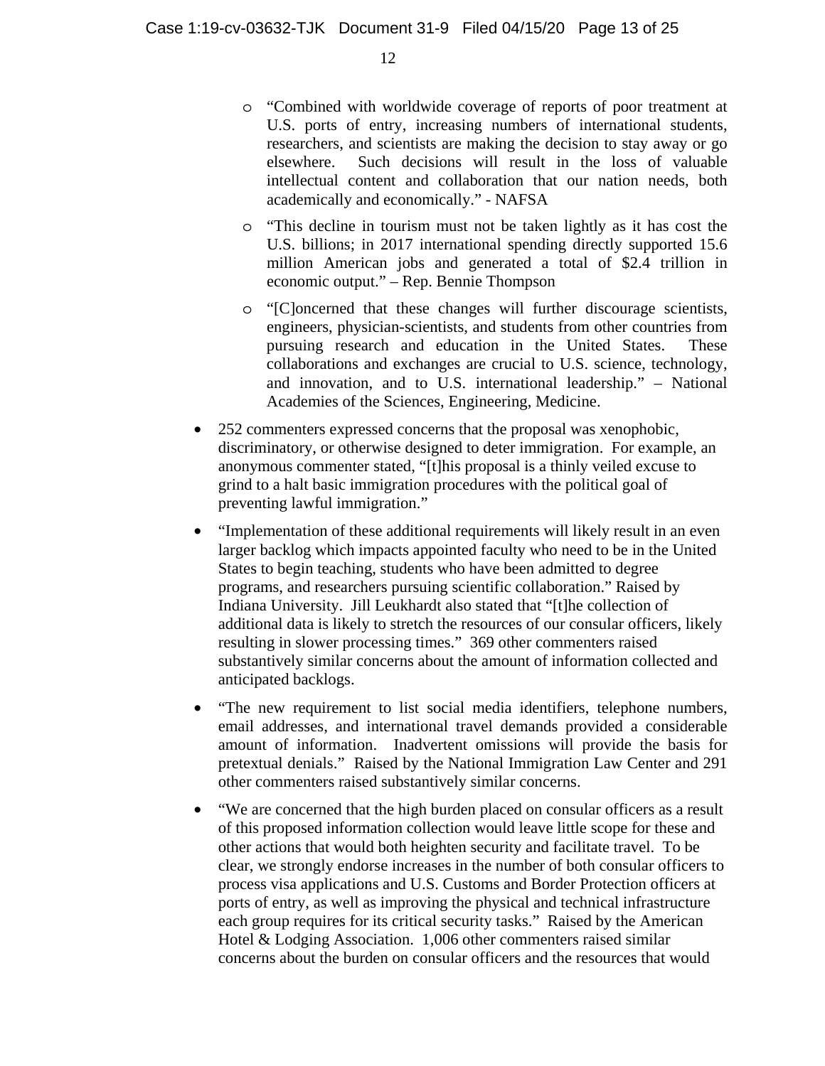- "Combined with worldwide coverage of reports of poor treatment at U.S. ports of entry, increasing numbers of international students, researchers, and scientists are making the decision to stay away or go elsewhere. Such decisions will result in the loss of valuable intellectual content and collaboration that our nation needs, both academically and economically." - NAFSA
  - "This decline in tourism must not be taken lightly as it has cost the U.S. billions; in 2017 international spending directly supported 15.6 million American jobs and generated a total of $2.4 trillion in economic output." – Rep. Bennie Thompson
  - "[C]oncerned that these changes will further discourage scientists, engineers, physician-scientists, and students from other countries from pursuing research and education in the United States. These collaborations and exchanges are crucial to U.S. science, technology, and innovation, and to U.S. international leadership." – National Academies of the Sciences, Engineering, Medicine.

- 252 commenters expressed concerns that the proposal was xenophobic, discriminatory, or otherwise designed to deter immigration. For example, an anonymous commenter stated, "[t]his proposal is a thinly veiled excuse to grind to a halt basic immigration procedures with the political goal of preventing lawful immigration."

- "Implementation of these additional requirements will likely result in an even larger backlog which impacts appointed faculty who need to be in the United States to begin teaching, students who have been admitted to degree programs, and researchers pursuing scientific collaboration." Raised by Indiana University. Jill Leukhardt also stated that "[t]he collection of additional data is likely to stretch the resources of our consular officers, likely resulting in slower processing times." 369 other commenters raised substantively similar concerns about the amount of information collected and anticipated backlogs.

- "The new requirement to list social media identifiers, telephone numbers, email addresses, and international travel demands provided a considerable amount of information. Inadvertent omissions will provide the basis for pretextual denials." Raised by the National Immigration Law Center and 291 other commenters raised substantively similar concerns.

- "We are concerned that the high burden placed on consular officers as a result of this proposed information collection would leave little scope for these and other actions that would both heighten security and facilitate travel. To be clear, we strongly endorse increases in the number of both consular officers to process visa applications and U.S. Customs and Border Protection officers at ports of entry, as well as improving the physical and technical infrastructure each group requires for its critical security tasks." Raised by the American Hotel & Lodging Association. 1,006 other commenters raised similar concerns about the burden on consular officers and the resources that would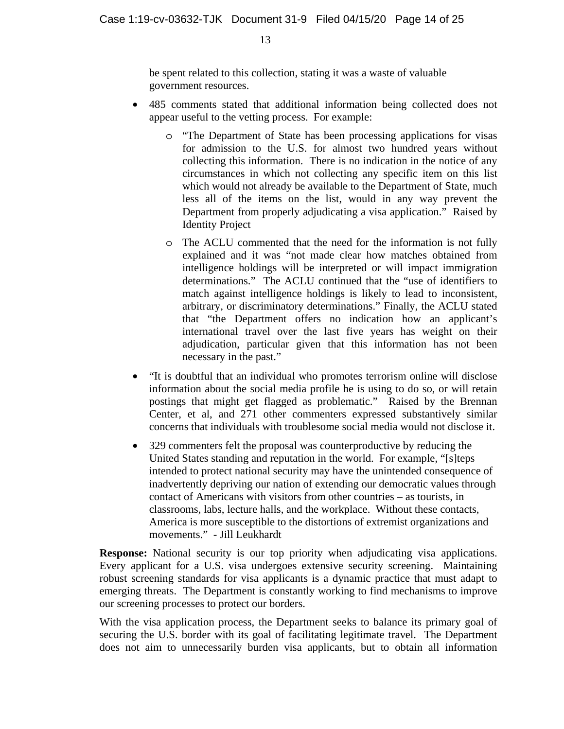be spent related to this collection, stating it was a waste of valuable government resources.

- 485 comments stated that additional information being collected does not appear useful to the vetting process. For example:
    - "The Department of State has been processing applications for visas for admission to the U.S. for almost two hundred years without collecting this information. There is no indication in the notice of any circumstances in which not collecting any specific item on this list which would not already be available to the Department of State, much less all of the items on the list, would in any way prevent the Department from properly adjudicating a visa application." Raised by Identity Project
    - The ACLU commented that the need for the information is not fully explained and it was "not made clear how matches obtained from intelligence holdings will be interpreted or will impact immigration determinations." The ACLU continued that the "use of identifiers to match against intelligence holdings is likely to lead to inconsistent, arbitrary, or discriminatory determinations." Finally, the ACLU stated that "the Department offers no indication how an applicant's international travel over the last five years has weight on their adjudication, particular given that this information has not been necessary in the past."
- "It is doubtful that an individual who promotes terrorism online will disclose information about the social media profile he is using to do so, or will retain postings that might get flagged as problematic." Raised by the Brennan Center, et al, and 271 other commenters expressed substantively similar concerns that individuals with troublesome social media would not disclose it.
- 329 commenters felt the proposal was counterproductive by reducing the United States standing and reputation in the world. For example, "[s]teps intended to protect national security may have the unintended consequence of inadvertently depriving our nation of extending our democratic values through contact of Americans with visitors from other countries – as tourists, in classrooms, labs, lecture halls, and the workplace. Without these contacts, America is more susceptible to the distortions of extremist organizations and movements." - Jill Leukhardt

**Response:** National security is our top priority when adjudicating visa applications. Every applicant for a U.S. visa undergoes extensive security screening. Maintaining robust screening standards for visa applicants is a dynamic practice that must adapt to emerging threats. The Department is constantly working to find mechanisms to improve our screening processes to protect our borders.

With the visa application process, the Department seeks to balance its primary goal of securing the U.S. border with its goal of facilitating legitimate travel. The Department does not aim to unnecessarily burden visa applicants, but to obtain all information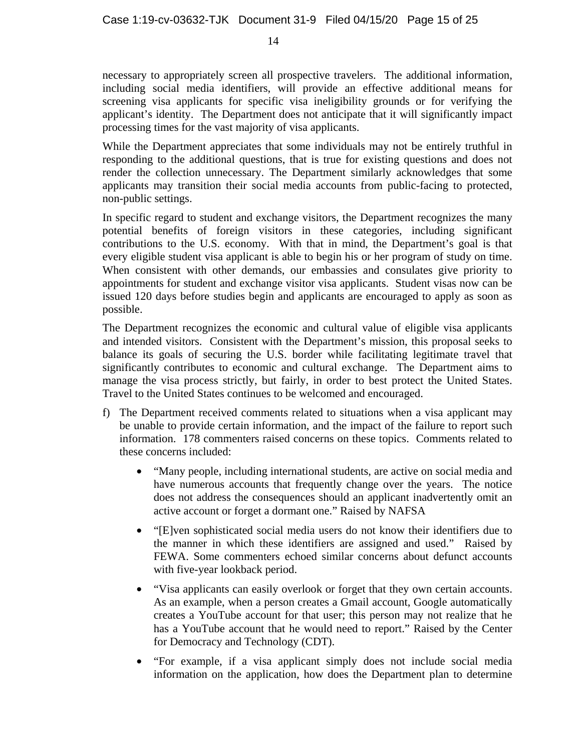necessary to appropriately screen all prospective travelers. The additional information, including social media identifiers, will provide an effective additional means for screening visa applicants for specific visa ineligibility grounds or for verifying the applicant's identity. The Department does not anticipate that it will significantly impact processing times for the vast majority of visa applicants.

While the Department appreciates that some individuals may not be entirely truthful in responding to the additional questions, that is true for existing questions and does not render the collection unnecessary. The Department similarly acknowledges that some applicants may transition their social media accounts from public-facing to protected, non-public settings.

In specific regard to student and exchange visitors, the Department recognizes the many potential benefits of foreign visitors in these categories, including significant contributions to the U.S. economy. With that in mind, the Department's goal is that every eligible student visa applicant is able to begin his or her program of study on time. When consistent with other demands, our embassies and consulates give priority to appointments for student and exchange visitor visa applicants. Student visas now can be issued 120 days before studies begin and applicants are encouraged to apply as soon as possible.

The Department recognizes the economic and cultural value of eligible visa applicants and intended visitors. Consistent with the Department's mission, this proposal seeks to balance its goals of securing the U.S. border while facilitating legitimate travel that significantly contributes to economic and cultural exchange. The Department aims to manage the visa process strictly, but fairly, in order to best protect the United States. Travel to the United States continues to be welcomed and encouraged.

f) The Department received comments related to situations when a visa applicant may be unable to provide certain information, and the impact of the failure to report such information. 178 commenters raised concerns on these topics. Comments related to these concerns included:

   - "Many people, including international students, are active on social media and have numerous accounts that frequently change over the years. The notice does not address the consequences should an applicant inadvertently omit an active account or forget a dormant one." Raised by NAFSA
   - "[E]ven sophisticated social media users do not know their identifiers due to the manner in which these identifiers are assigned and used." Raised by FEWA. Some commenters echoed similar concerns about defunct accounts with five-year lookback period.
   - "Visa applicants can easily overlook or forget that they own certain accounts. As an example, when a person creates a Gmail account, Google automatically creates a YouTube account for that user; this person may not realize that he has a YouTube account that he would need to report." Raised by the Center for Democracy and Technology (CDT).
   - "For example, if a visa applicant simply does not include social media information on the application, how does the Department plan to determine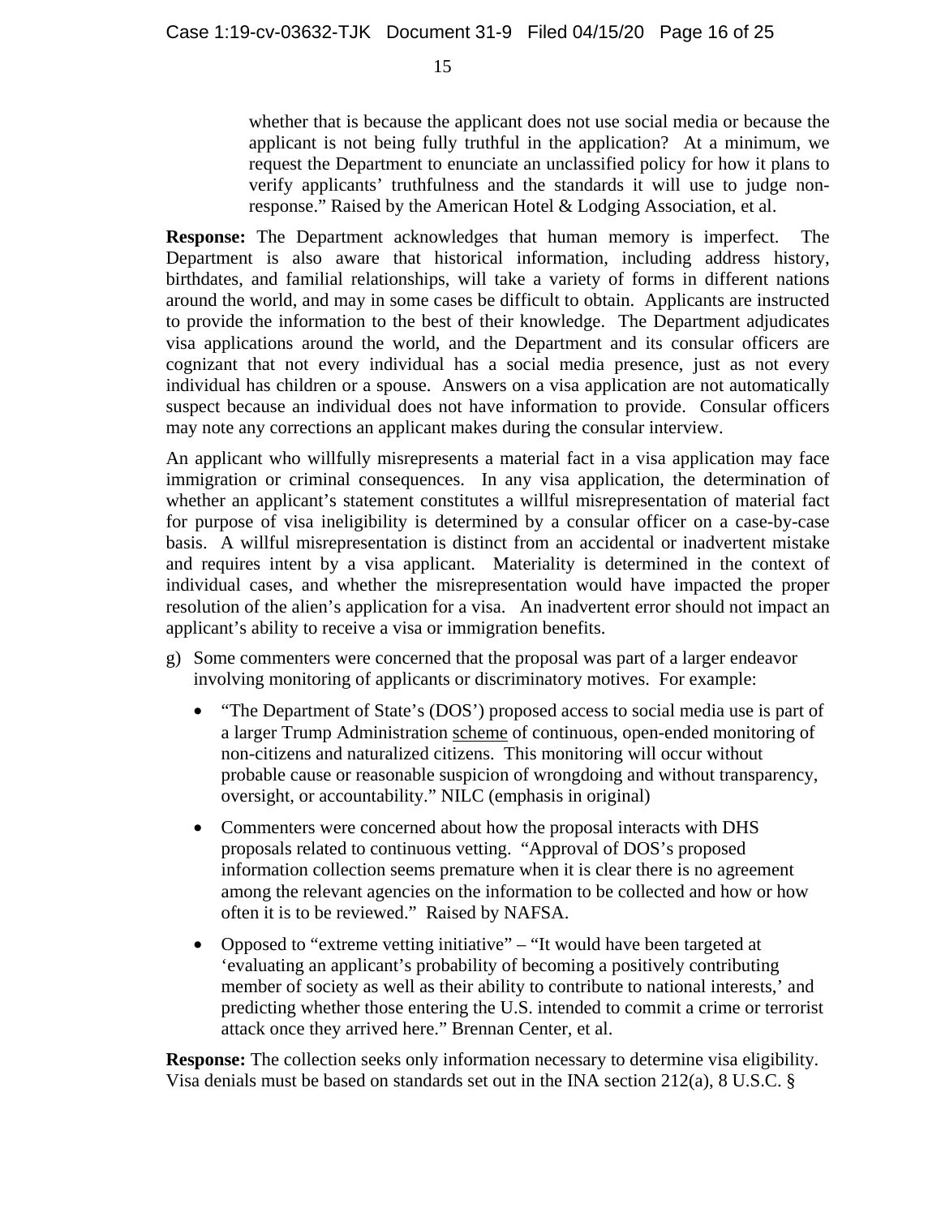> whether that is because the applicant does not use social media or because the applicant is not being fully truthful in the application? At a minimum, we request the Department to enunciate an unclassified policy for how it plans to verify applicants' truthfulness and the standards it will use to judge non-response." Raised by the American Hotel & Lodging Association, et al.

**Response:** The Department acknowledges that human memory is imperfect. The Department is also aware that historical information, including address history, birthdates, and familial relationships, will take a variety of forms in different nations around the world, and may in some cases be difficult to obtain. Applicants are instructed to provide the information to the best of their knowledge. The Department adjudicates visa applications around the world, and the Department and its consular officers are cognizant that not every individual has a social media presence, just as not every individual has children or a spouse. Answers on a visa application are not automatically suspect because an individual does not have information to provide. Consular officers may note any corrections an applicant makes during the consular interview.

An applicant who willfully misrepresents a material fact in a visa application may face immigration or criminal consequences. In any visa application, the determination of whether an applicant's statement constitutes a willful misrepresentation of material fact for purpose of visa ineligibility is determined by a consular officer on a case-by-case basis. A willful misrepresentation is distinct from an accidental or inadvertent mistake and requires intent by a visa applicant. Materiality is determined in the context of individual cases, and whether the misrepresentation would have impacted the proper resolution of the alien's application for a visa. An inadvertent error should not impact an applicant's ability to receive a visa or immigration benefits.

g) Some commenters were concerned that the proposal was part of a larger endeavor involving monitoring of applicants or discriminatory motives. For example:

- "The Department of State's (DOS') proposed access to social media use is part of a larger Trump Administration <u>scheme</u> of continuous, open-ended monitoring of non-citizens and naturalized citizens. This monitoring will occur without probable cause or reasonable suspicion of wrongdoing and without transparency, oversight, or accountability." NILC (emphasis in original)
- Commenters were concerned about how the proposal interacts with DHS proposals related to continuous vetting. "Approval of DOS's proposed information collection seems premature when it is clear there is no agreement among the relevant agencies on the information to be collected and how or how often it is to be reviewed." Raised by NAFSA.
- Opposed to "extreme vetting initiative" – "It would have been targeted at 'evaluating an applicant's probability of becoming a positively contributing member of society as well as their ability to contribute to national interests,' and predicting whether those entering the U.S. intended to commit a crime or terrorist attack once they arrived here." Brennan Center, et al.

**Response:** The collection seeks only information necessary to determine visa eligibility. Visa denials must be based on standards set out in the INA section 212(a), 8 U.S.C. §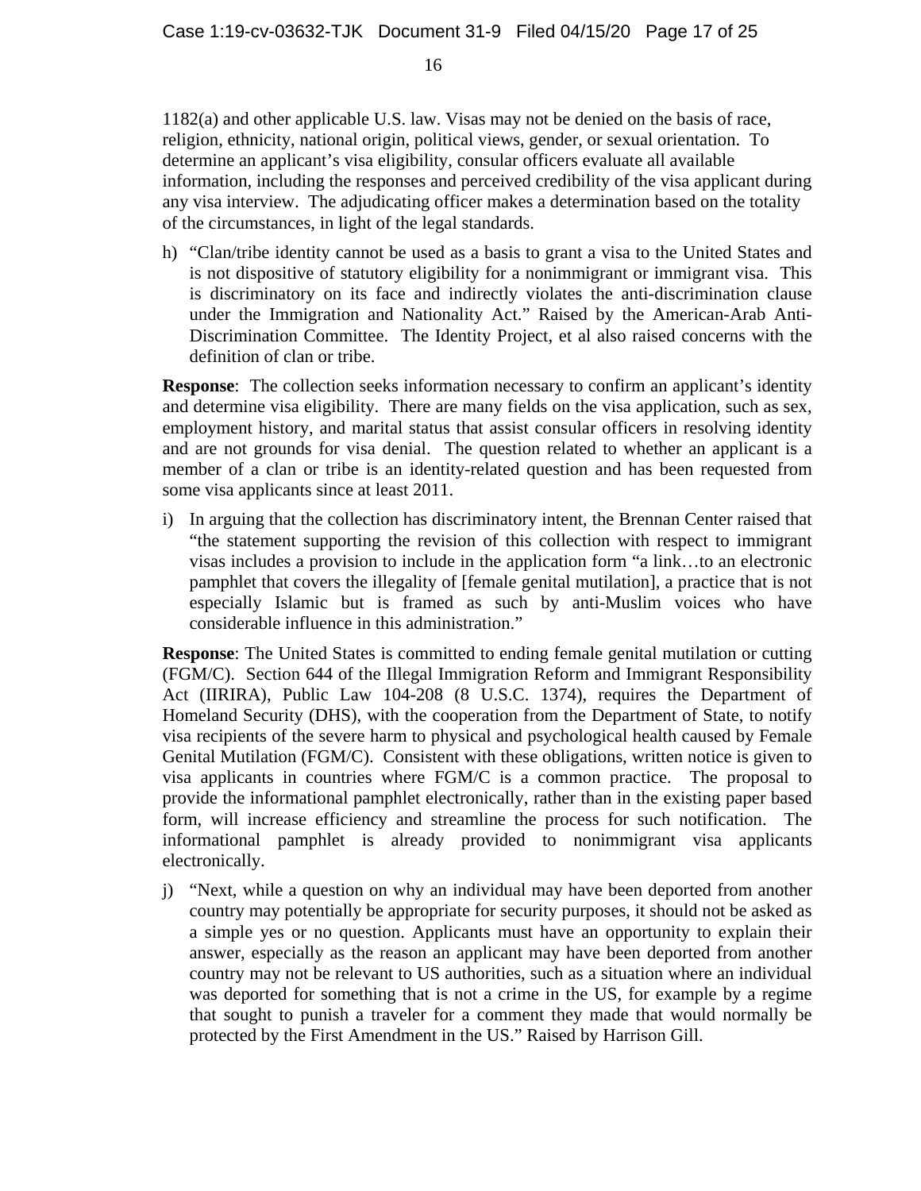1182(a) and other applicable U.S. law. Visas may not be denied on the basis of race, religion, ethnicity, national origin, political views, gender, or sexual orientation. To determine an applicant's visa eligibility, consular officers evaluate all available information, including the responses and perceived credibility of the visa applicant during any visa interview. The adjudicating officer makes a determination based on the totality of the circumstances, in light of the legal standards.

h) "Clan/tribe identity cannot be used as a basis to grant a visa to the United States and is not dispositive of statutory eligibility for a nonimmigrant or immigrant visa. This is discriminatory on its face and indirectly violates the anti-discrimination clause under the Immigration and Nationality Act." Raised by the American-Arab Anti-Discrimination Committee. The Identity Project, et al also raised concerns with the definition of clan or tribe.

**Response**: The collection seeks information necessary to confirm an applicant's identity and determine visa eligibility. There are many fields on the visa application, such as sex, employment history, and marital status that assist consular officers in resolving identity and are not grounds for visa denial. The question related to whether an applicant is a member of a clan or tribe is an identity-related question and has been requested from some visa applicants since at least 2011.

i) In arguing that the collection has discriminatory intent, the Brennan Center raised that "the statement supporting the revision of this collection with respect to immigrant visas includes a provision to include in the application form "a link…to an electronic pamphlet that covers the illegality of [female genital mutilation], a practice that is not especially Islamic but is framed as such by anti-Muslim voices who have considerable influence in this administration."

**Response**: The United States is committed to ending female genital mutilation or cutting (FGM/C). Section 644 of the Illegal Immigration Reform and Immigrant Responsibility Act (IIRIRA), Public Law 104-208 (8 U.S.C. 1374), requires the Department of Homeland Security (DHS), with the cooperation from the Department of State, to notify visa recipients of the severe harm to physical and psychological health caused by Female Genital Mutilation (FGM/C). Consistent with these obligations, written notice is given to visa applicants in countries where FGM/C is a common practice. The proposal to provide the informational pamphlet electronically, rather than in the existing paper based form, will increase efficiency and streamline the process for such notification. The informational pamphlet is already provided to nonimmigrant visa applicants electronically.

j) "Next, while a question on why an individual may have been deported from another country may potentially be appropriate for security purposes, it should not be asked as a simple yes or no question. Applicants must have an opportunity to explain their answer, especially as the reason an applicant may have been deported from another country may not be relevant to US authorities, such as a situation where an individual was deported for something that is not a crime in the US, for example by a regime that sought to punish a traveler for a comment they made that would normally be protected by the First Amendment in the US." Raised by Harrison Gill.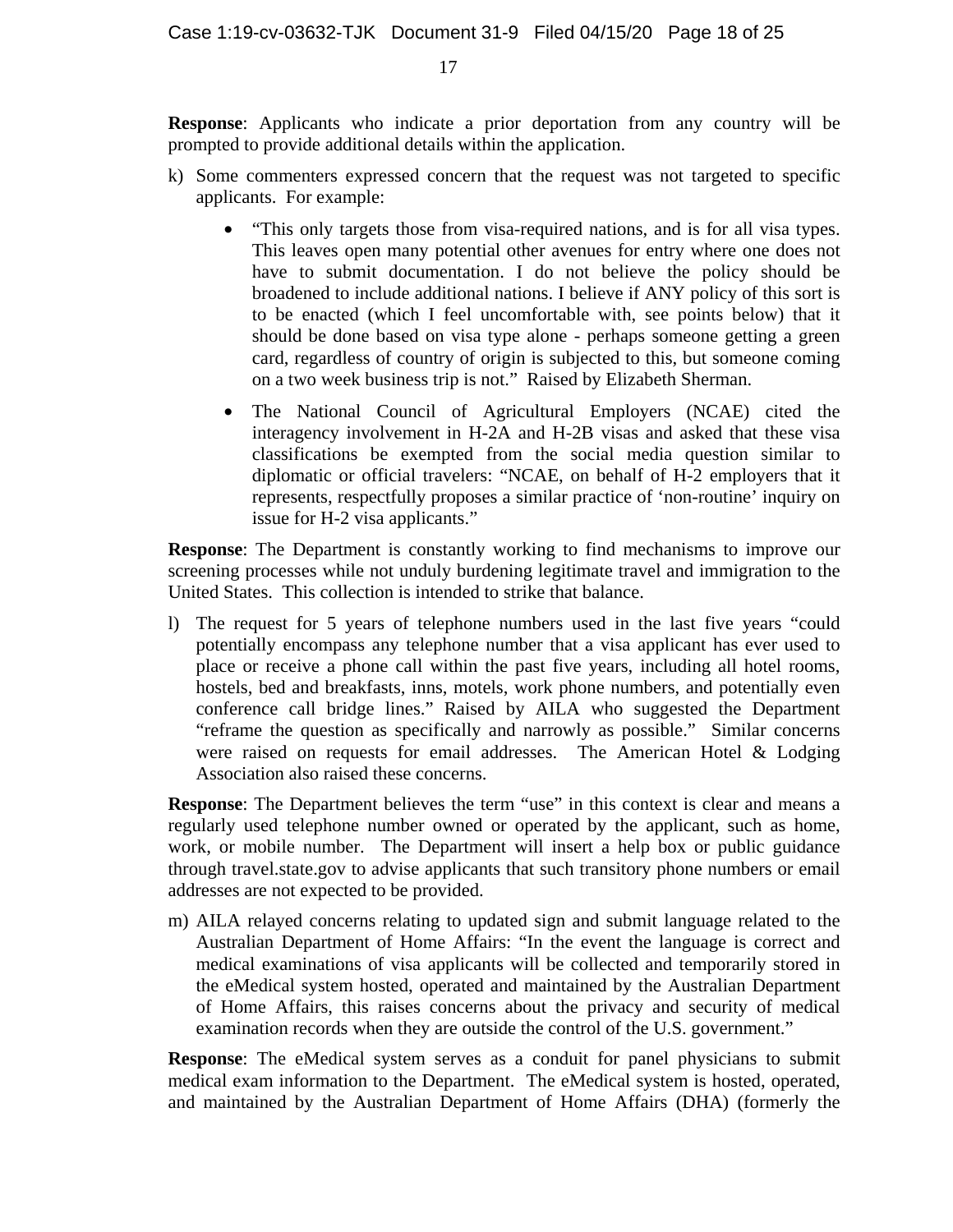**Response**: Applicants who indicate a prior deportation from any country will be prompted to provide additional details within the application.

k) Some commenters expressed concern that the request was not targeted to specific applicants. For example:

- "This only targets those from visa-required nations, and is for all visa types. This leaves open many potential other avenues for entry where one does not have to submit documentation. I do not believe the policy should be broadened to include additional nations. I believe if ANY policy of this sort is to be enacted (which I feel uncomfortable with, see points below) that it should be done based on visa type alone - perhaps someone getting a green card, regardless of country of origin is subjected to this, but someone coming on a two week business trip is not." Raised by Elizabeth Sherman.
- The National Council of Agricultural Employers (NCAE) cited the interagency involvement in H-2A and H-2B visas and asked that these visa classifications be exempted from the social media question similar to diplomatic or official travelers: "NCAE, on behalf of H-2 employers that it represents, respectfully proposes a similar practice of 'non-routine' inquiry on issue for H-2 visa applicants."

**Response**: The Department is constantly working to find mechanisms to improve our screening processes while not unduly burdening legitimate travel and immigration to the United States. This collection is intended to strike that balance.

l) The request for 5 years of telephone numbers used in the last five years "could potentially encompass any telephone number that a visa applicant has ever used to place or receive a phone call within the past five years, including all hotel rooms, hostels, bed and breakfasts, inns, motels, work phone numbers, and potentially even conference call bridge lines." Raised by AILA who suggested the Department "reframe the question as specifically and narrowly as possible." Similar concerns were raised on requests for email addresses. The American Hotel & Lodging Association also raised these concerns.

**Response**: The Department believes the term "use" in this context is clear and means a regularly used telephone number owned or operated by the applicant, such as home, work, or mobile number. The Department will insert a help box or public guidance through travel.state.gov to advise applicants that such transitory phone numbers or email addresses are not expected to be provided.

m) AILA relayed concerns relating to updated sign and submit language related to the Australian Department of Home Affairs: "In the event the language is correct and medical examinations of visa applicants will be collected and temporarily stored in the eMedical system hosted, operated and maintained by the Australian Department of Home Affairs, this raises concerns about the privacy and security of medical examination records when they are outside the control of the U.S. government."

**Response**: The eMedical system serves as a conduit for panel physicians to submit medical exam information to the Department. The eMedical system is hosted, operated, and maintained by the Australian Department of Home Affairs (DHA) (formerly the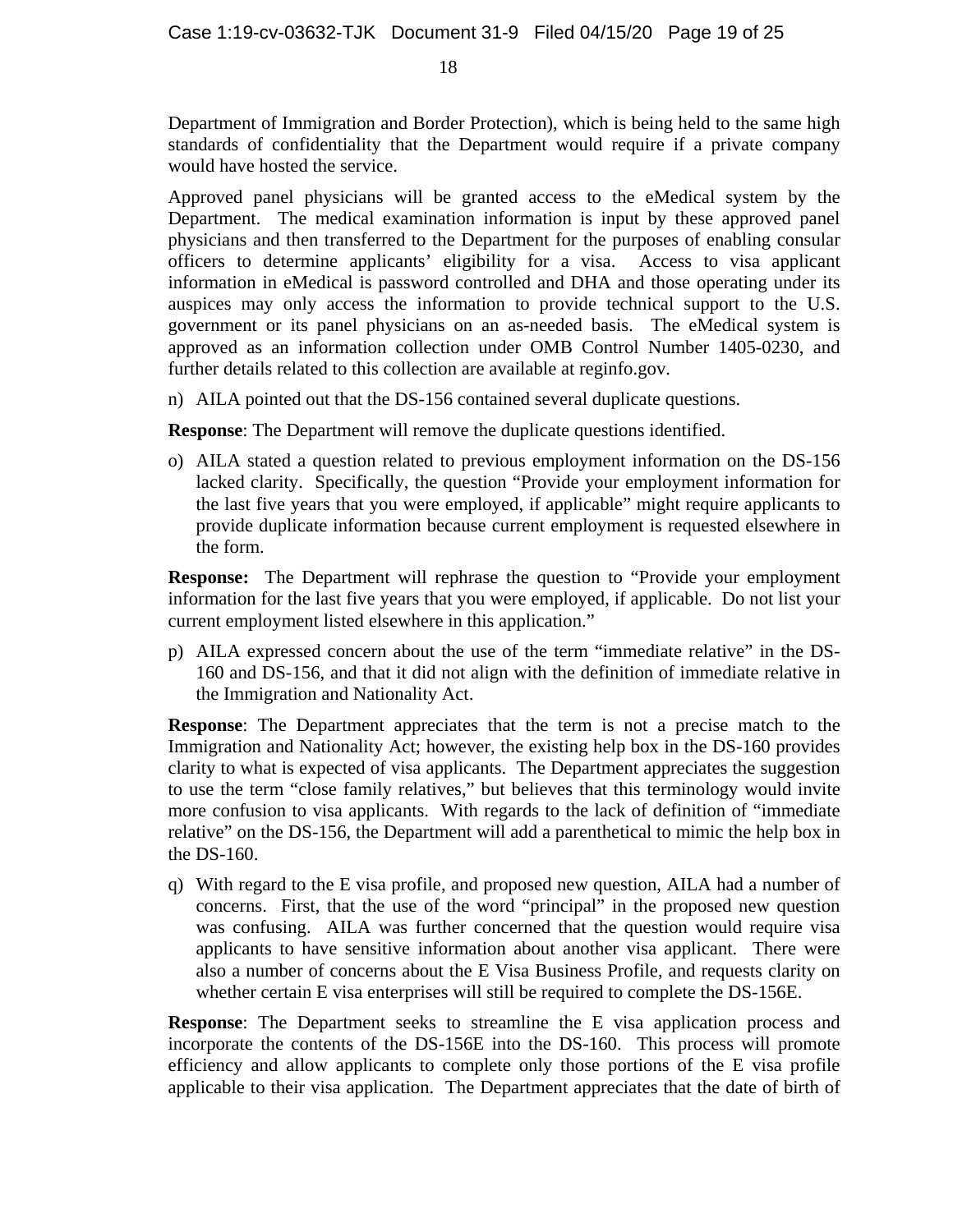Department of Immigration and Border Protection), which is being held to the same high standards of confidentiality that the Department would require if a private company would have hosted the service.

Approved panel physicians will be granted access to the eMedical system by the Department. The medical examination information is input by these approved panel physicians and then transferred to the Department for the purposes of enabling consular officers to determine applicants' eligibility for a visa. Access to visa applicant information in eMedical is password controlled and DHA and those operating under its auspices may only access the information to provide technical support to the U.S. government or its panel physicians on an as-needed basis. The eMedical system is approved as an information collection under OMB Control Number 1405-0230, and further details related to this collection are available at reginfo.gov.

n) AILA pointed out that the DS-156 contained several duplicate questions.

**Response**: The Department will remove the duplicate questions identified.

o) AILA stated a question related to previous employment information on the DS-156 lacked clarity. Specifically, the question "Provide your employment information for the last five years that you were employed, if applicable" might require applicants to provide duplicate information because current employment is requested elsewhere in the form.

**Response:** The Department will rephrase the question to "Provide your employment information for the last five years that you were employed, if applicable. Do not list your current employment listed elsewhere in this application."

p) AILA expressed concern about the use of the term "immediate relative" in the DS-160 and DS-156, and that it did not align with the definition of immediate relative in the Immigration and Nationality Act.

**Response**: The Department appreciates that the term is not a precise match to the Immigration and Nationality Act; however, the existing help box in the DS-160 provides clarity to what is expected of visa applicants. The Department appreciates the suggestion to use the term "close family relatives," but believes that this terminology would invite more confusion to visa applicants. With regards to the lack of definition of "immediate relative" on the DS-156, the Department will add a parenthetical to mimic the help box in the DS-160.

q) With regard to the E visa profile, and proposed new question, AILA had a number of concerns. First, that the use of the word "principal" in the proposed new question was confusing. AILA was further concerned that the question would require visa applicants to have sensitive information about another visa applicant. There were also a number of concerns about the E Visa Business Profile, and requests clarity on whether certain E visa enterprises will still be required to complete the DS-156E.

**Response**: The Department seeks to streamline the E visa application process and incorporate the contents of the DS-156E into the DS-160. This process will promote efficiency and allow applicants to complete only those portions of the E visa profile applicable to their visa application. The Department appreciates that the date of birth of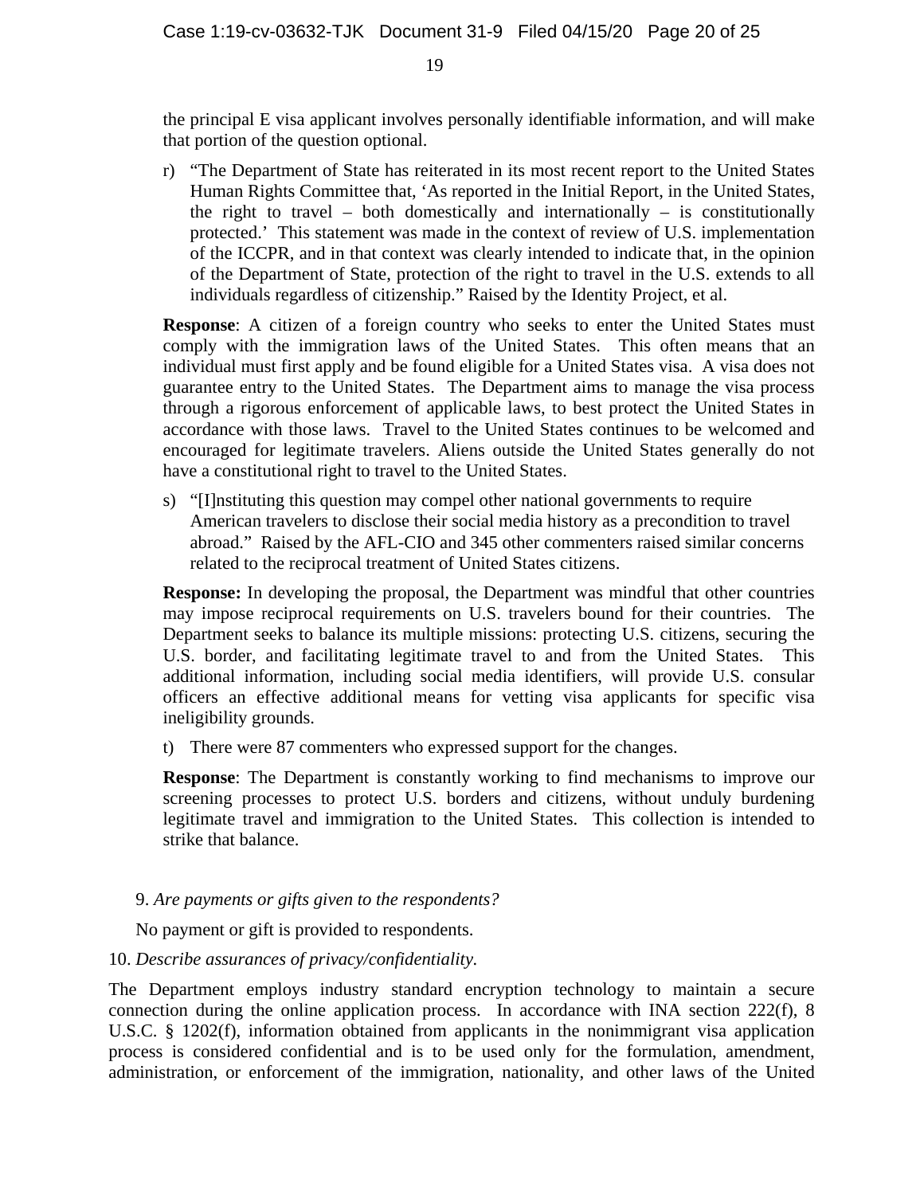the principal E visa applicant involves personally identifiable information, and will make that portion of the question optional.

r) "The Department of State has reiterated in its most recent report to the United States Human Rights Committee that, 'As reported in the Initial Report, in the United States, the right to travel – both domestically and internationally – is constitutionally protected.' This statement was made in the context of review of U.S. implementation of the ICCPR, and in that context was clearly intended to indicate that, in the opinion of the Department of State, protection of the right to travel in the U.S. extends to all individuals regardless of citizenship." Raised by the Identity Project, et al.

**Response**: A citizen of a foreign country who seeks to enter the United States must comply with the immigration laws of the United States. This often means that an individual must first apply and be found eligible for a United States visa. A visa does not guarantee entry to the United States. The Department aims to manage the visa process through a rigorous enforcement of applicable laws, to best protect the United States in accordance with those laws. Travel to the United States continues to be welcomed and encouraged for legitimate travelers. Aliens outside the United States generally do not have a constitutional right to travel to the United States.

s) "[I]nstituting this question may compel other national governments to require American travelers to disclose their social media history as a precondition to travel abroad." Raised by the AFL-CIO and 345 other commenters raised similar concerns related to the reciprocal treatment of United States citizens.

**Response:** In developing the proposal, the Department was mindful that other countries may impose reciprocal requirements on U.S. travelers bound for their countries. The Department seeks to balance its multiple missions: protecting U.S. citizens, securing the U.S. border, and facilitating legitimate travel to and from the United States. This additional information, including social media identifiers, will provide U.S. consular officers an effective additional means for vetting visa applicants for specific visa ineligibility grounds.

t) There were 87 commenters who expressed support for the changes.

**Response**: The Department is constantly working to find mechanisms to improve our screening processes to protect U.S. borders and citizens, without unduly burdening legitimate travel and immigration to the United States. This collection is intended to strike that balance.

9. *Are payments or gifts given to the respondents?*

No payment or gift is provided to respondents.

10. *Describe assurances of privacy/confidentiality.*

The Department employs industry standard encryption technology to maintain a secure connection during the online application process. In accordance with INA section 222(f), 8 U.S.C. § 1202(f), information obtained from applicants in the nonimmigrant visa application process is considered confidential and is to be used only for the formulation, amendment, administration, or enforcement of the immigration, nationality, and other laws of the United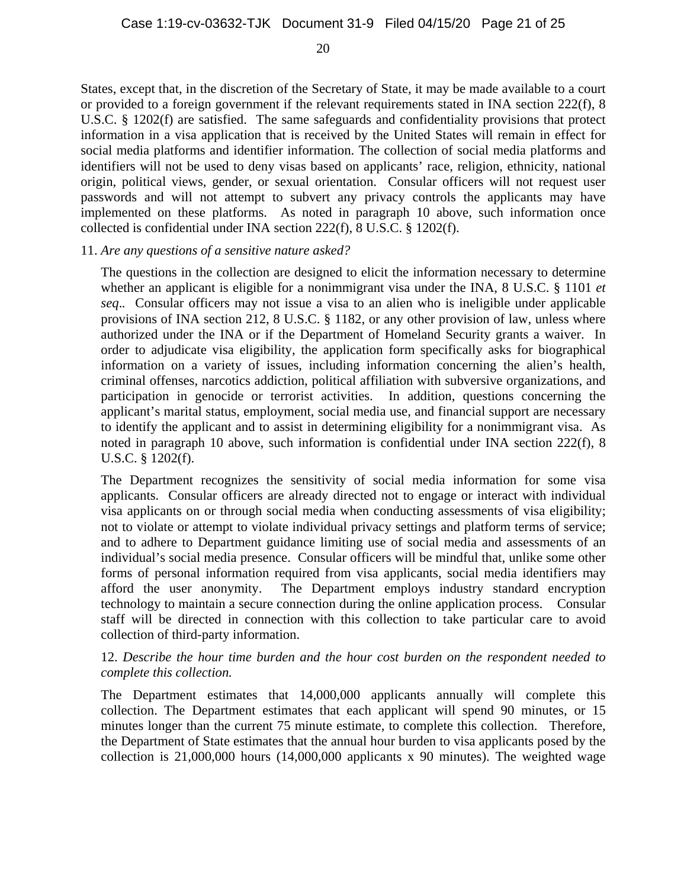States, except that, in the discretion of the Secretary of State, it may be made available to a court or provided to a foreign government if the relevant requirements stated in INA section 222(f), 8 U.S.C. § 1202(f) are satisfied. The same safeguards and confidentiality provisions that protect information in a visa application that is received by the United States will remain in effect for social media platforms and identifier information. The collection of social media platforms and identifiers will not be used to deny visas based on applicants' race, religion, ethnicity, national origin, political views, gender, or sexual orientation. Consular officers will not request user passwords and will not attempt to subvert any privacy controls the applicants may have implemented on these platforms. As noted in paragraph 10 above, such information once collected is confidential under INA section 222(f), 8 U.S.C. § 1202(f).

11. *Are any questions of a sensitive nature asked?*

The questions in the collection are designed to elicit the information necessary to determine whether an applicant is eligible for a nonimmigrant visa under the INA, 8 U.S.C. § 1101 *et seq*.. Consular officers may not issue a visa to an alien who is ineligible under applicable provisions of INA section 212, 8 U.S.C. § 1182, or any other provision of law, unless where authorized under the INA or if the Department of Homeland Security grants a waiver. In order to adjudicate visa eligibility, the application form specifically asks for biographical information on a variety of issues, including information concerning the alien's health, criminal offenses, narcotics addiction, political affiliation with subversive organizations, and participation in genocide or terrorist activities. In addition, questions concerning the applicant's marital status, employment, social media use, and financial support are necessary to identify the applicant and to assist in determining eligibility for a nonimmigrant visa. As noted in paragraph 10 above, such information is confidential under INA section 222(f), 8 U.S.C. § 1202(f).

The Department recognizes the sensitivity of social media information for some visa applicants. Consular officers are already directed not to engage or interact with individual visa applicants on or through social media when conducting assessments of visa eligibility; not to violate or attempt to violate individual privacy settings and platform terms of service; and to adhere to Department guidance limiting use of social media and assessments of an individual's social media presence. Consular officers will be mindful that, unlike some other forms of personal information required from visa applicants, social media identifiers may afford the user anonymity. The Department employs industry standard encryption technology to maintain a secure connection during the online application process. Consular staff will be directed in connection with this collection to take particular care to avoid collection of third-party information.

12. *Describe the hour time burden and the hour cost burden on the respondent needed to complete this collection.*

The Department estimates that 14,000,000 applicants annually will complete this collection. The Department estimates that each applicant will spend 90 minutes, or 15 minutes longer than the current 75 minute estimate, to complete this collection. Therefore, the Department of State estimates that the annual hour burden to visa applicants posed by the collection is 21,000,000 hours (14,000,000 applicants x 90 minutes). The weighted wage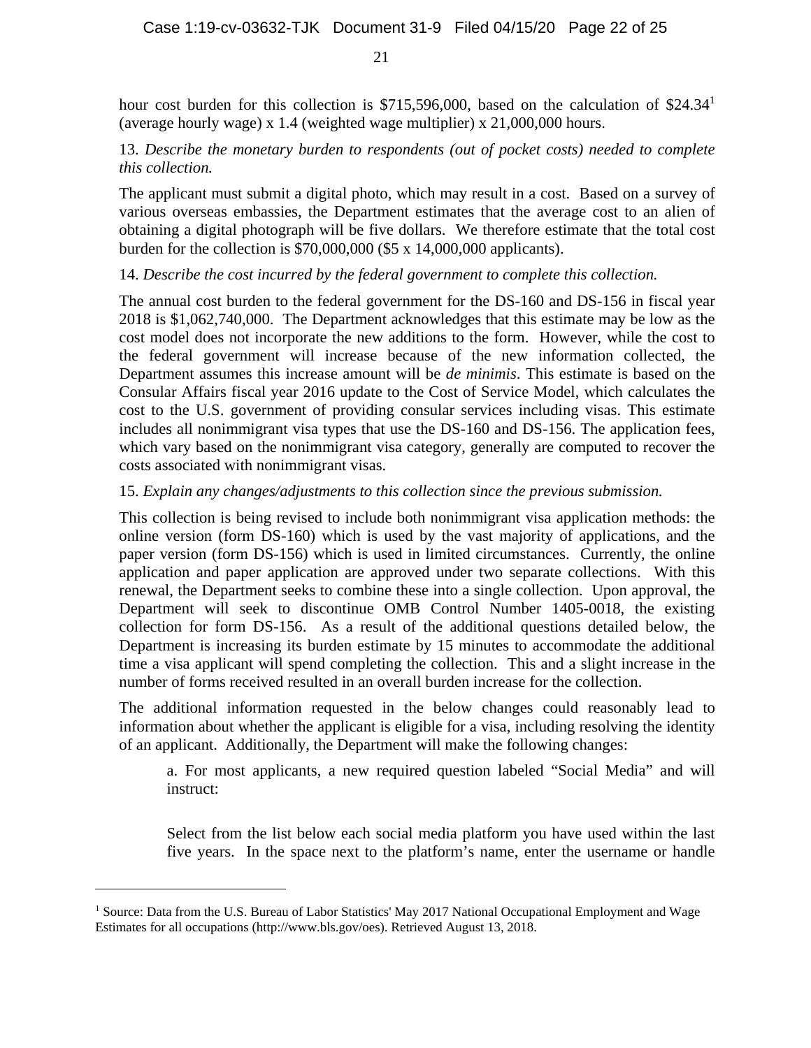hour cost burden for this collection is \$715,596,000, based on the calculation of \$24.34[1] (average hourly wage) x 1.4 (weighted wage multiplier) x 21,000,000 hours.

13. *Describe the monetary burden to respondents (out of pocket costs) needed to complete this collection.*

The applicant must submit a digital photo, which may result in a cost. Based on a survey of various overseas embassies, the Department estimates that the average cost to an alien of obtaining a digital photograph will be five dollars. We therefore estimate that the total cost burden for the collection is \$70,000,000 (\$5 x 14,000,000 applicants).

14. *Describe the cost incurred by the federal government to complete this collection.*

The annual cost burden to the federal government for the DS-160 and DS-156 in fiscal year 2018 is \$1,062,740,000. The Department acknowledges that this estimate may be low as the cost model does not incorporate the new additions to the form. However, while the cost to the federal government will increase because of the new information collected, the Department assumes this increase amount will be *de minimis*. This estimate is based on the Consular Affairs fiscal year 2016 update to the Cost of Service Model, which calculates the cost to the U.S. government of providing consular services including visas. This estimate includes all nonimmigrant visa types that use the DS-160 and DS-156. The application fees, which vary based on the nonimmigrant visa category, generally are computed to recover the costs associated with nonimmigrant visas.

15. *Explain any changes/adjustments to this collection since the previous submission.*

This collection is being revised to include both nonimmigrant visa application methods: the online version (form DS-160) which is used by the vast majority of applications, and the paper version (form DS-156) which is used in limited circumstances. Currently, the online application and paper application are approved under two separate collections. With this renewal, the Department seeks to combine these into a single collection. Upon approval, the Department will seek to discontinue OMB Control Number 1405-0018, the existing collection for form DS-156. As a result of the additional questions detailed below, the Department is increasing its burden estimate by 15 minutes to accommodate the additional time a visa applicant will spend completing the collection. This and a slight increase in the number of forms received resulted in an overall burden increase for the collection.

The additional information requested in the below changes could reasonably lead to information about whether the applicant is eligible for a visa, including resolving the identity of an applicant. Additionally, the Department will make the following changes:

a. For most applicants, a new required question labeled "Social Media" and will instruct:

Select from the list below each social media platform you have used within the last five years. In the space next to the platform's name, enter the username or handle

[1] Source: Data from the U.S. Bureau of Labor Statistics' May 2017 National Occupational Employment and Wage Estimates for all occupations (http://www.bls.gov/oes). Retrieved August 13, 2018.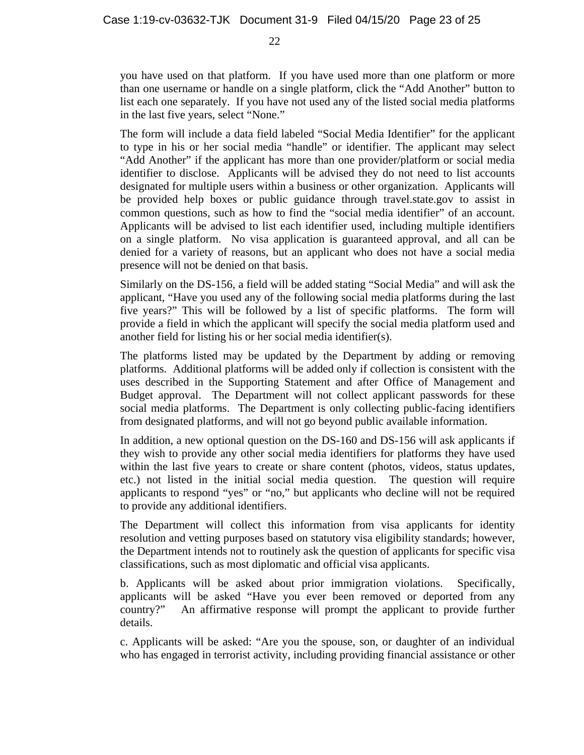you have used on that platform. If you have used more than one platform or more than one username or handle on a single platform, click the "Add Another" button to list each one separately. If you have not used any of the listed social media platforms in the last five years, select "None."

The form will include a data field labeled "Social Media Identifier" for the applicant to type in his or her social media "handle" or identifier. The applicant may select "Add Another" if the applicant has more than one provider/platform or social media identifier to disclose. Applicants will be advised they do not need to list accounts designated for multiple users within a business or other organization. Applicants will be provided help boxes or public guidance through travel.state.gov to assist in common questions, such as how to find the "social media identifier" of an account. Applicants will be advised to list each identifier used, including multiple identifiers on a single platform. No visa application is guaranteed approval, and all can be denied for a variety of reasons, but an applicant who does not have a social media presence will not be denied on that basis.

Similarly on the DS-156, a field will be added stating "Social Media" and will ask the applicant, "Have you used any of the following social media platforms during the last five years?" This will be followed by a list of specific platforms. The form will provide a field in which the applicant will specify the social media platform used and another field for listing his or her social media identifier(s).

The platforms listed may be updated by the Department by adding or removing platforms. Additional platforms will be added only if collection is consistent with the uses described in the Supporting Statement and after Office of Management and Budget approval. The Department will not collect applicant passwords for these social media platforms. The Department is only collecting public-facing identifiers from designated platforms, and will not go beyond public available information.

In addition, a new optional question on the DS-160 and DS-156 will ask applicants if they wish to provide any other social media identifiers for platforms they have used within the last five years to create or share content (photos, videos, status updates, etc.) not listed in the initial social media question. The question will require applicants to respond "yes" or "no," but applicants who decline will not be required to provide any additional identifiers.

The Department will collect this information from visa applicants for identity resolution and vetting purposes based on statutory visa eligibility standards; however, the Department intends not to routinely ask the question of applicants for specific visa classifications, such as most diplomatic and official visa applicants.

b. Applicants will be asked about prior immigration violations. Specifically, applicants will be asked "Have you ever been removed or deported from any country?" An affirmative response will prompt the applicant to provide further details.

c. Applicants will be asked: "Are you the spouse, son, or daughter of an individual who has engaged in terrorist activity, including providing financial assistance or other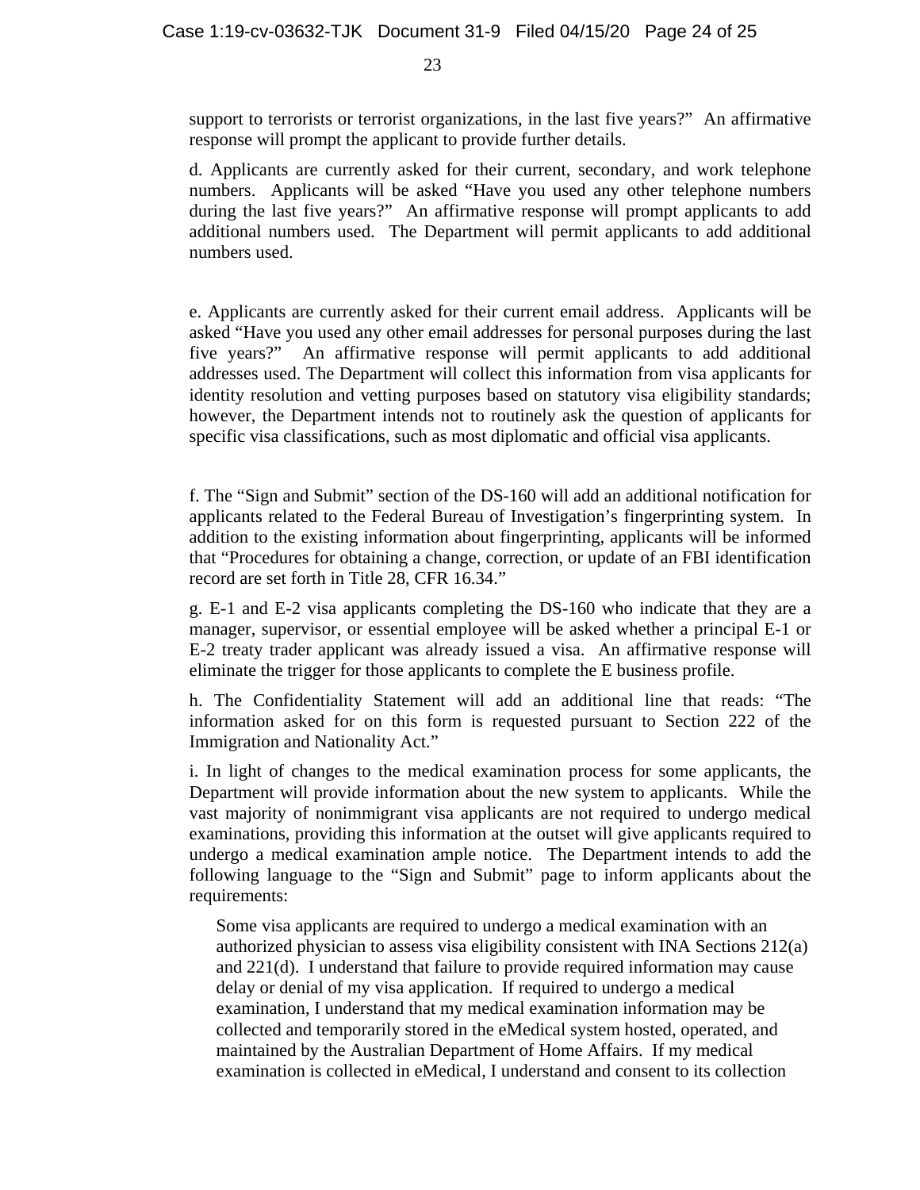support to terrorists or terrorist organizations, in the last five years?" An affirmative response will prompt the applicant to provide further details.

d. Applicants are currently asked for their current, secondary, and work telephone numbers. Applicants will be asked "Have you used any other telephone numbers during the last five years?" An affirmative response will prompt applicants to add additional numbers used. The Department will permit applicants to add additional numbers used.

e. Applicants are currently asked for their current email address. Applicants will be asked "Have you used any other email addresses for personal purposes during the last five years?" An affirmative response will permit applicants to add additional addresses used. The Department will collect this information from visa applicants for identity resolution and vetting purposes based on statutory visa eligibility standards; however, the Department intends not to routinely ask the question of applicants for specific visa classifications, such as most diplomatic and official visa applicants.

f. The "Sign and Submit" section of the DS-160 will add an additional notification for applicants related to the Federal Bureau of Investigation's fingerprinting system. In addition to the existing information about fingerprinting, applicants will be informed that "Procedures for obtaining a change, correction, or update of an FBI identification record are set forth in Title 28, CFR 16.34."

g. E-1 and E-2 visa applicants completing the DS-160 who indicate that they are a manager, supervisor, or essential employee will be asked whether a principal E-1 or E-2 treaty trader applicant was already issued a visa. An affirmative response will eliminate the trigger for those applicants to complete the E business profile.

h. The Confidentiality Statement will add an additional line that reads: "The information asked for on this form is requested pursuant to Section 222 of the Immigration and Nationality Act."

i. In light of changes to the medical examination process for some applicants, the Department will provide information about the new system to applicants. While the vast majority of nonimmigrant visa applicants are not required to undergo medical examinations, providing this information at the outset will give applicants required to undergo a medical examination ample notice. The Department intends to add the following language to the "Sign and Submit" page to inform applicants about the requirements:

> Some visa applicants are required to undergo a medical examination with an authorized physician to assess visa eligibility consistent with INA Sections 212(a) and 221(d). I understand that failure to provide required information may cause delay or denial of my visa application. If required to undergo a medical examination, I understand that my medical examination information may be collected and temporarily stored in the eMedical system hosted, operated, and maintained by the Australian Department of Home Affairs. If my medical examination is collected in eMedical, I understand and consent to its collection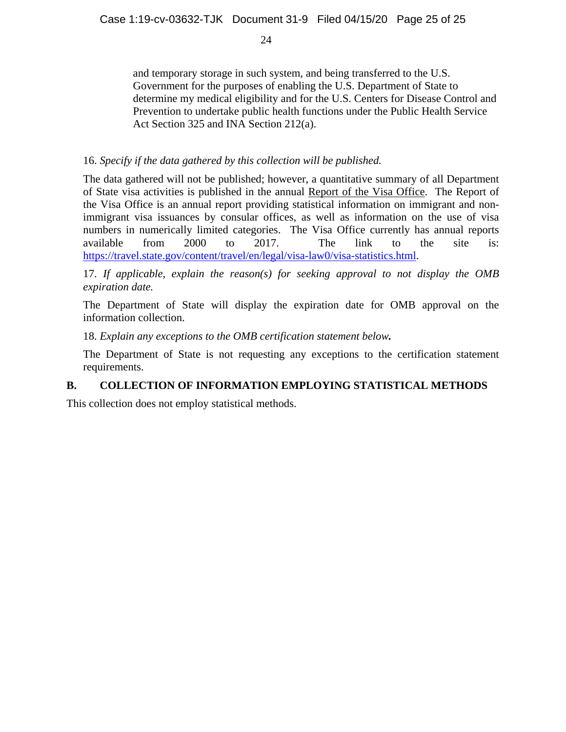> and temporary storage in such system, and being transferred to the U.S. Government for the purposes of enabling the U.S. Department of State to determine my medical eligibility and for the U.S. Centers for Disease Control and Prevention to undertake public health functions under the Public Health Service Act Section 325 and INA Section 212(a).

16. *Specify if the data gathered by this collection will be published.*

The data gathered will not be published; however, a quantitative summary of all Department of State visa activities is published in the annual Report of the Visa Office. The Report of the Visa Office is an annual report providing statistical information on immigrant and non-immigrant visa issuances by consular offices, as well as information on the use of visa numbers in numerically limited categories. The Visa Office currently has annual reports available from 2000 to 2017. The link to the site is: https://travel.state.gov/content/travel/en/legal/visa-law0/visa-statistics.html.

17. *If applicable, explain the reason(s) for seeking approval to not display the OMB expiration date.*

The Department of State will display the expiration date for OMB approval on the information collection.

18. *Explain any exceptions to the OMB certification statement below.*

The Department of State is not requesting any exceptions to the certification statement requirements.

## B. COLLECTION OF INFORMATION EMPLOYING STATISTICAL METHODS

This collection does not employ statistical methods.